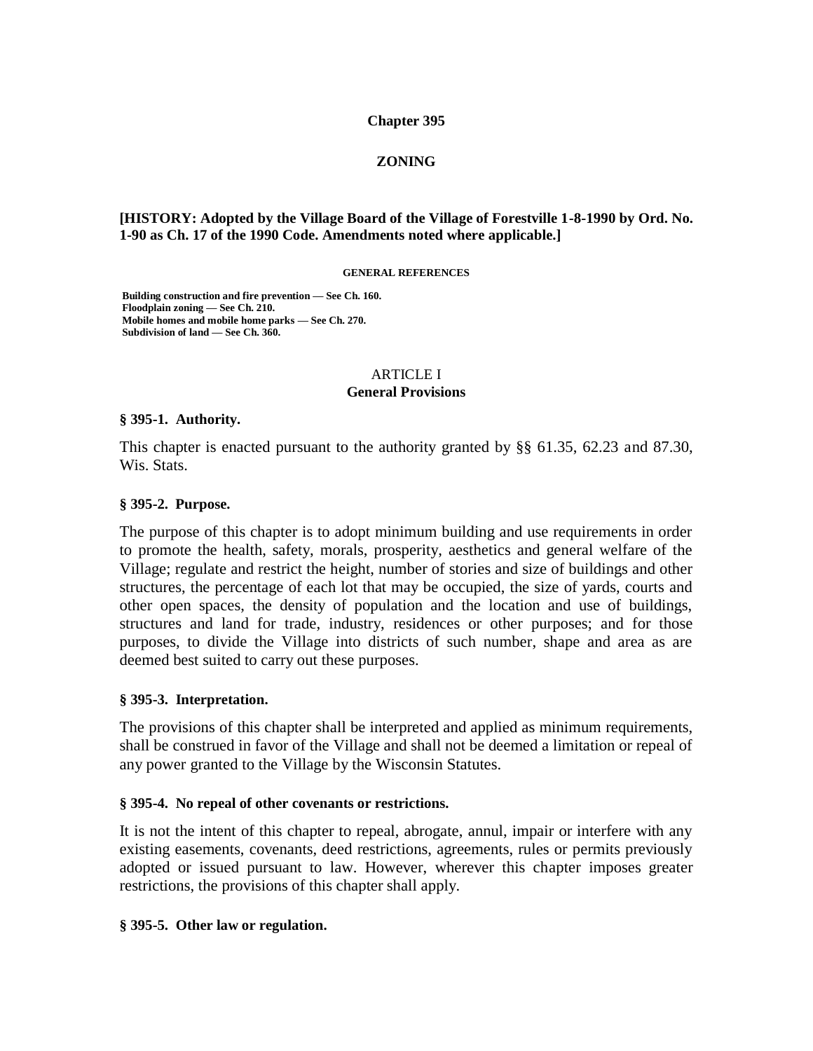# Chapter 395

# ZONING

**[HISTORY: Adopted by the Village Board of the Village of Forestville 1-8-1990 by Ord. No. 1-90 as Ch. 17 of the 1990 Code. Amendments noted where applicable.]**

**GENERAL REFERENCES**

**Building construction and fire prevention — See Ch. 160.**
**Floodplain zoning — See Ch. 210.**
**Mobile homes and mobile home parks — See Ch. 270.**
**Subdivision of land — See Ch. 360.**

## ARTICLE I
## General Provisions

### § 395-1. Authority.

This chapter is enacted pursuant to the authority granted by §§ 61.35, 62.23 and 87.30, Wis. Stats.

### § 395-2. Purpose.

The purpose of this chapter is to adopt minimum building and use requirements in order to promote the health, safety, morals, prosperity, aesthetics and general welfare of the Village; regulate and restrict the height, number of stories and size of buildings and other structures, the percentage of each lot that may be occupied, the size of yards, courts and other open spaces, the density of population and the location and use of buildings, structures and land for trade, industry, residences or other purposes; and for those purposes, to divide the Village into districts of such number, shape and area as are deemed best suited to carry out these purposes.

### § 395-3. Interpretation.

The provisions of this chapter shall be interpreted and applied as minimum requirements, shall be construed in favor of the Village and shall not be deemed a limitation or repeal of any power granted to the Village by the Wisconsin Statutes.

### § 395-4. No repeal of other covenants or restrictions.

It is not the intent of this chapter to repeal, abrogate, annul, impair or interfere with any existing easements, covenants, deed restrictions, agreements, rules or permits previously adopted or issued pursuant to law. However, wherever this chapter imposes greater restrictions, the provisions of this chapter shall apply.

### § 395-5. Other law or regulation.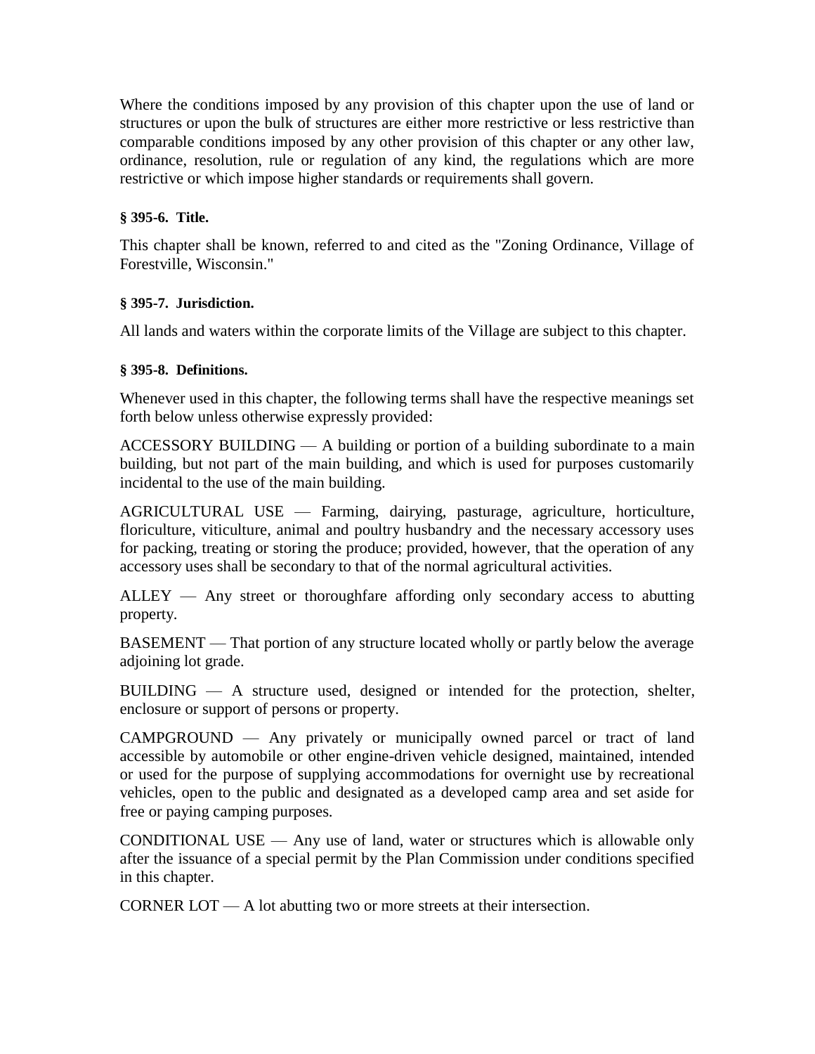Where the conditions imposed by any provision of this chapter upon the use of land or structures or upon the bulk of structures are either more restrictive or less restrictive than comparable conditions imposed by any other provision of this chapter or any other law, ordinance, resolution, rule or regulation of any kind, the regulations which are more restrictive or which impose higher standards or requirements shall govern.

#### § 395-6. Title.

This chapter shall be known, referred to and cited as the "Zoning Ordinance, Village of Forestville, Wisconsin."

#### § 395-7. Jurisdiction.

All lands and waters within the corporate limits of the Village are subject to this chapter.

#### § 395-8. Definitions.

Whenever used in this chapter, the following terms shall have the respective meanings set forth below unless otherwise expressly provided:

ACCESSORY BUILDING — A building or portion of a building subordinate to a main building, but not part of the main building, and which is used for purposes customarily incidental to the use of the main building.

AGRICULTURAL USE — Farming, dairying, pasturage, agriculture, horticulture, floriculture, viticulture, animal and poultry husbandry and the necessary accessory uses for packing, treating or storing the produce; provided, however, that the operation of any accessory uses shall be secondary to that of the normal agricultural activities.

ALLEY — Any street or thoroughfare affording only secondary access to abutting property.

BASEMENT — That portion of any structure located wholly or partly below the average adjoining lot grade.

BUILDING — A structure used, designed or intended for the protection, shelter, enclosure or support of persons or property.

CAMPGROUND — Any privately or municipally owned parcel or tract of land accessible by automobile or other engine-driven vehicle designed, maintained, intended or used for the purpose of supplying accommodations for overnight use by recreational vehicles, open to the public and designated as a developed camp area and set aside for free or paying camping purposes.

CONDITIONAL USE — Any use of land, water or structures which is allowable only after the issuance of a special permit by the Plan Commission under conditions specified in this chapter.

CORNER LOT — A lot abutting two or more streets at their intersection.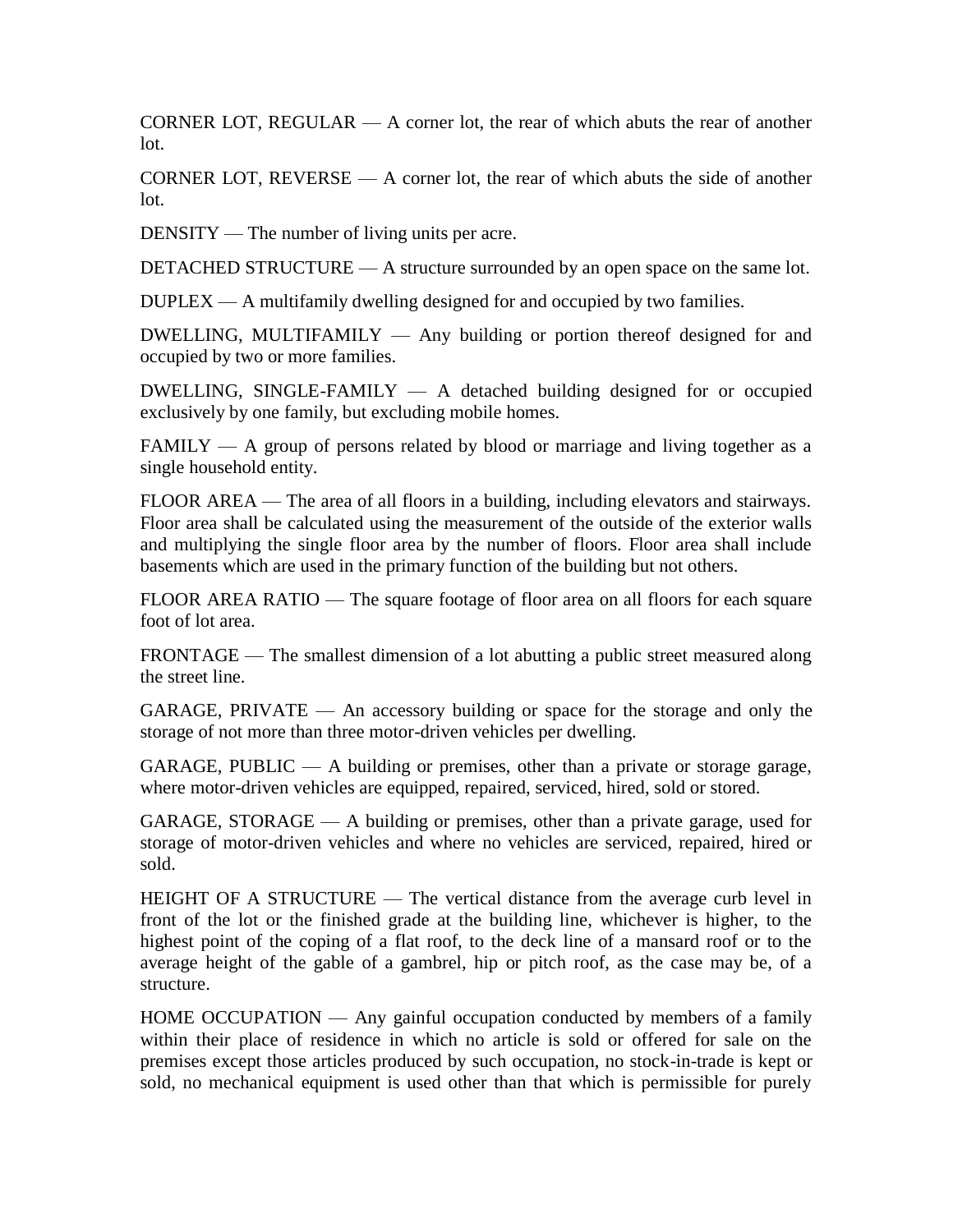CORNER LOT, REGULAR — A corner lot, the rear of which abuts the rear of another lot.

CORNER LOT, REVERSE — A corner lot, the rear of which abuts the side of another lot.

DENSITY — The number of living units per acre.

DETACHED STRUCTURE — A structure surrounded by an open space on the same lot.

DUPLEX — A multifamily dwelling designed for and occupied by two families.

DWELLING, MULTIFAMILY — Any building or portion thereof designed for and occupied by two or more families.

DWELLING, SINGLE-FAMILY — A detached building designed for or occupied exclusively by one family, but excluding mobile homes.

FAMILY — A group of persons related by blood or marriage and living together as a single household entity.

FLOOR AREA — The area of all floors in a building, including elevators and stairways. Floor area shall be calculated using the measurement of the outside of the exterior walls and multiplying the single floor area by the number of floors. Floor area shall include basements which are used in the primary function of the building but not others.

FLOOR AREA RATIO — The square footage of floor area on all floors for each square foot of lot area.

FRONTAGE — The smallest dimension of a lot abutting a public street measured along the street line.

GARAGE, PRIVATE — An accessory building or space for the storage and only the storage of not more than three motor-driven vehicles per dwelling.

GARAGE, PUBLIC — A building or premises, other than a private or storage garage, where motor-driven vehicles are equipped, repaired, serviced, hired, sold or stored.

GARAGE, STORAGE — A building or premises, other than a private garage, used for storage of motor-driven vehicles and where no vehicles are serviced, repaired, hired or sold.

HEIGHT OF A STRUCTURE — The vertical distance from the average curb level in front of the lot or the finished grade at the building line, whichever is higher, to the highest point of the coping of a flat roof, to the deck line of a mansard roof or to the average height of the gable of a gambrel, hip or pitch roof, as the case may be, of a structure.

HOME OCCUPATION — Any gainful occupation conducted by members of a family within their place of residence in which no article is sold or offered for sale on the premises except those articles produced by such occupation, no stock-in-trade is kept or sold, no mechanical equipment is used other than that which is permissible for purely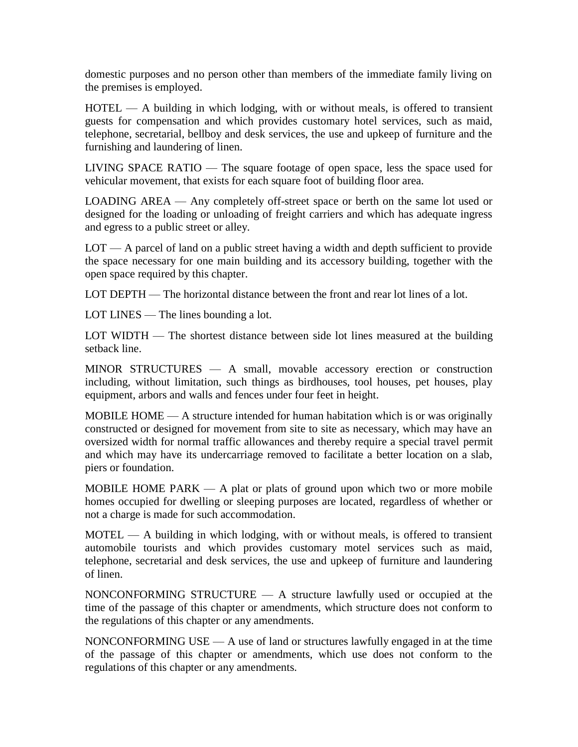domestic purposes and no person other than members of the immediate family living on the premises is employed.

HOTEL — A building in which lodging, with or without meals, is offered to transient guests for compensation and which provides customary hotel services, such as maid, telephone, secretarial, bellboy and desk services, the use and upkeep of furniture and the furnishing and laundering of linen.

LIVING SPACE RATIO — The square footage of open space, less the space used for vehicular movement, that exists for each square foot of building floor area.

LOADING AREA — Any completely off-street space or berth on the same lot used or designed for the loading or unloading of freight carriers and which has adequate ingress and egress to a public street or alley.

LOT — A parcel of land on a public street having a width and depth sufficient to provide the space necessary for one main building and its accessory building, together with the open space required by this chapter.

LOT DEPTH — The horizontal distance between the front and rear lot lines of a lot.

LOT LINES — The lines bounding a lot.

LOT WIDTH — The shortest distance between side lot lines measured at the building setback line.

MINOR STRUCTURES — A small, movable accessory erection or construction including, without limitation, such things as birdhouses, tool houses, pet houses, play equipment, arbors and walls and fences under four feet in height.

MOBILE HOME — A structure intended for human habitation which is or was originally constructed or designed for movement from site to site as necessary, which may have an oversized width for normal traffic allowances and thereby require a special travel permit and which may have its undercarriage removed to facilitate a better location on a slab, piers or foundation.

MOBILE HOME PARK — A plat or plats of ground upon which two or more mobile homes occupied for dwelling or sleeping purposes are located, regardless of whether or not a charge is made for such accommodation.

MOTEL — A building in which lodging, with or without meals, is offered to transient automobile tourists and which provides customary motel services such as maid, telephone, secretarial and desk services, the use and upkeep of furniture and laundering of linen.

NONCONFORMING STRUCTURE — A structure lawfully used or occupied at the time of the passage of this chapter or amendments, which structure does not conform to the regulations of this chapter or any amendments.

NONCONFORMING USE — A use of land or structures lawfully engaged in at the time of the passage of this chapter or amendments, which use does not conform to the regulations of this chapter or any amendments.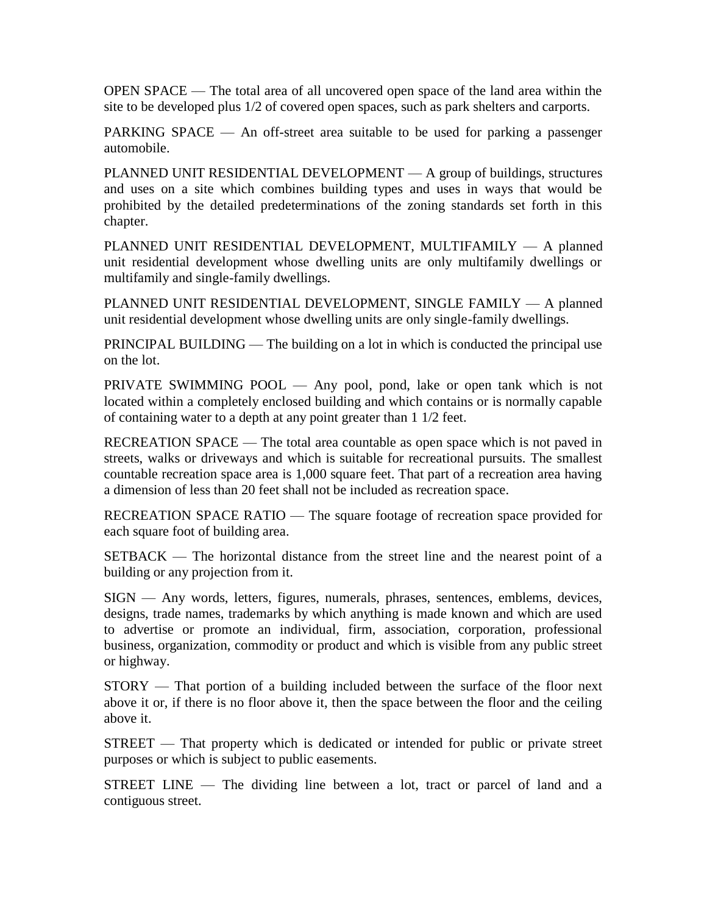OPEN SPACE — The total area of all uncovered open space of the land area within the site to be developed plus 1/2 of covered open spaces, such as park shelters and carports.

PARKING SPACE — An off-street area suitable to be used for parking a passenger automobile.

PLANNED UNIT RESIDENTIAL DEVELOPMENT — A group of buildings, structures and uses on a site which combines building types and uses in ways that would be prohibited by the detailed predeterminations of the zoning standards set forth in this chapter.

PLANNED UNIT RESIDENTIAL DEVELOPMENT, MULTIFAMILY — A planned unit residential development whose dwelling units are only multifamily dwellings or multifamily and single-family dwellings.

PLANNED UNIT RESIDENTIAL DEVELOPMENT, SINGLE FAMILY — A planned unit residential development whose dwelling units are only single-family dwellings.

PRINCIPAL BUILDING — The building on a lot in which is conducted the principal use on the lot.

PRIVATE SWIMMING POOL — Any pool, pond, lake or open tank which is not located within a completely enclosed building and which contains or is normally capable of containing water to a depth at any point greater than 1 1/2 feet.

RECREATION SPACE — The total area countable as open space which is not paved in streets, walks or driveways and which is suitable for recreational pursuits. The smallest countable recreation space area is 1,000 square feet. That part of a recreation area having a dimension of less than 20 feet shall not be included as recreation space.

RECREATION SPACE RATIO — The square footage of recreation space provided for each square foot of building area.

SETBACK — The horizontal distance from the street line and the nearest point of a building or any projection from it.

SIGN — Any words, letters, figures, numerals, phrases, sentences, emblems, devices, designs, trade names, trademarks by which anything is made known and which are used to advertise or promote an individual, firm, association, corporation, professional business, organization, commodity or product and which is visible from any public street or highway.

STORY — That portion of a building included between the surface of the floor next above it or, if there is no floor above it, then the space between the floor and the ceiling above it.

STREET — That property which is dedicated or intended for public or private street purposes or which is subject to public easements.

STREET LINE — The dividing line between a lot, tract or parcel of land and a contiguous street.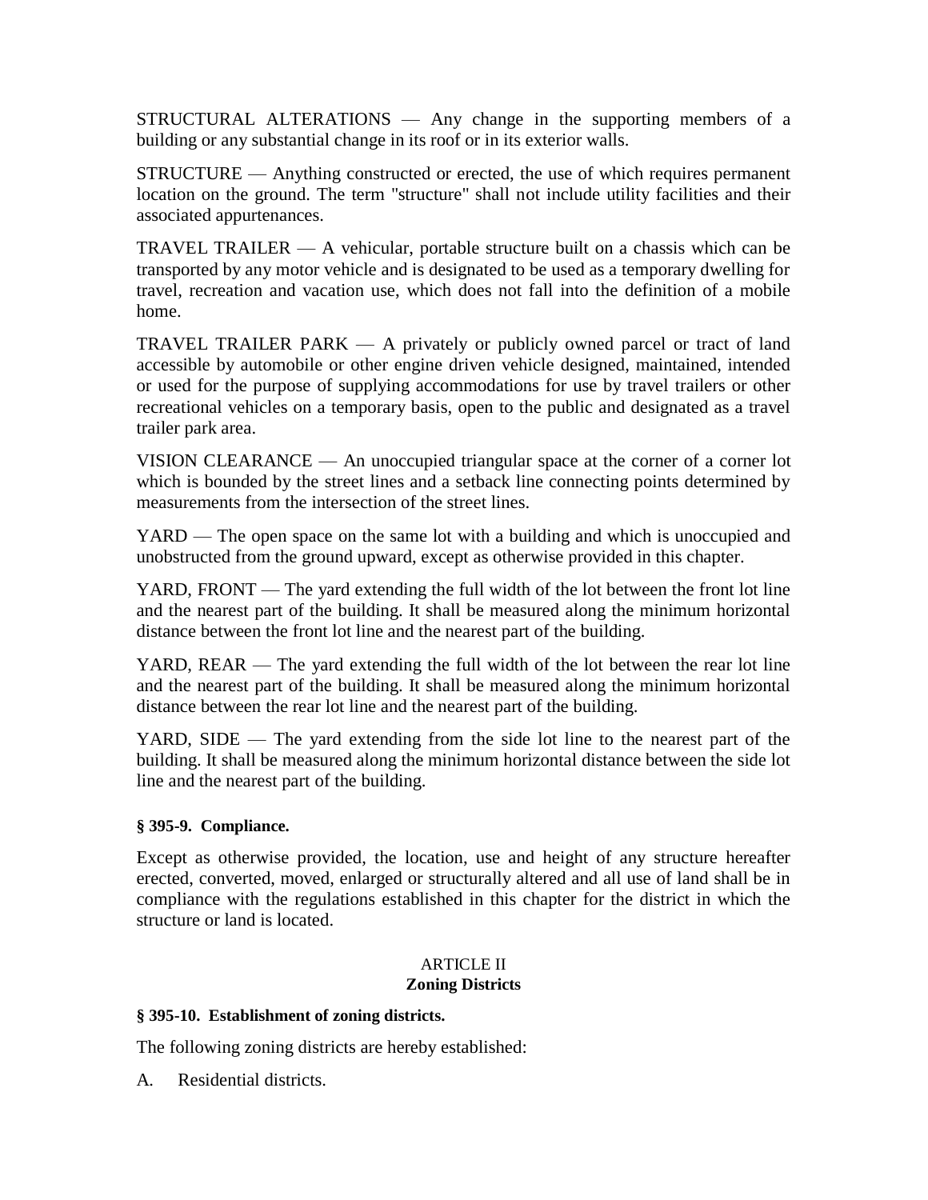STRUCTURAL ALTERATIONS — Any change in the supporting members of a building or any substantial change in its roof or in its exterior walls.

STRUCTURE — Anything constructed or erected, the use of which requires permanent location on the ground. The term "structure" shall not include utility facilities and their associated appurtenances.

TRAVEL TRAILER — A vehicular, portable structure built on a chassis which can be transported by any motor vehicle and is designated to be used as a temporary dwelling for travel, recreation and vacation use, which does not fall into the definition of a mobile home.

TRAVEL TRAILER PARK — A privately or publicly owned parcel or tract of land accessible by automobile or other engine driven vehicle designed, maintained, intended or used for the purpose of supplying accommodations for use by travel trailers or other recreational vehicles on a temporary basis, open to the public and designated as a travel trailer park area.

VISION CLEARANCE — An unoccupied triangular space at the corner of a corner lot which is bounded by the street lines and a setback line connecting points determined by measurements from the intersection of the street lines.

YARD — The open space on the same lot with a building and which is unoccupied and unobstructed from the ground upward, except as otherwise provided in this chapter.

YARD, FRONT — The yard extending the full width of the lot between the front lot line and the nearest part of the building. It shall be measured along the minimum horizontal distance between the front lot line and the nearest part of the building.

YARD, REAR — The yard extending the full width of the lot between the rear lot line and the nearest part of the building. It shall be measured along the minimum horizontal distance between the rear lot line and the nearest part of the building.

YARD, SIDE — The yard extending from the side lot line to the nearest part of the building. It shall be measured along the minimum horizontal distance between the side lot line and the nearest part of the building.

**§ 395-9. Compliance.**

Except as otherwise provided, the location, use and height of any structure hereafter erected, converted, moved, enlarged or structurally altered and all use of land shall be in compliance with the regulations established in this chapter for the district in which the structure or land is located.

## ARTICLE II
## Zoning Districts

**§ 395-10. Establishment of zoning districts.**

The following zoning districts are hereby established:

A. Residential districts.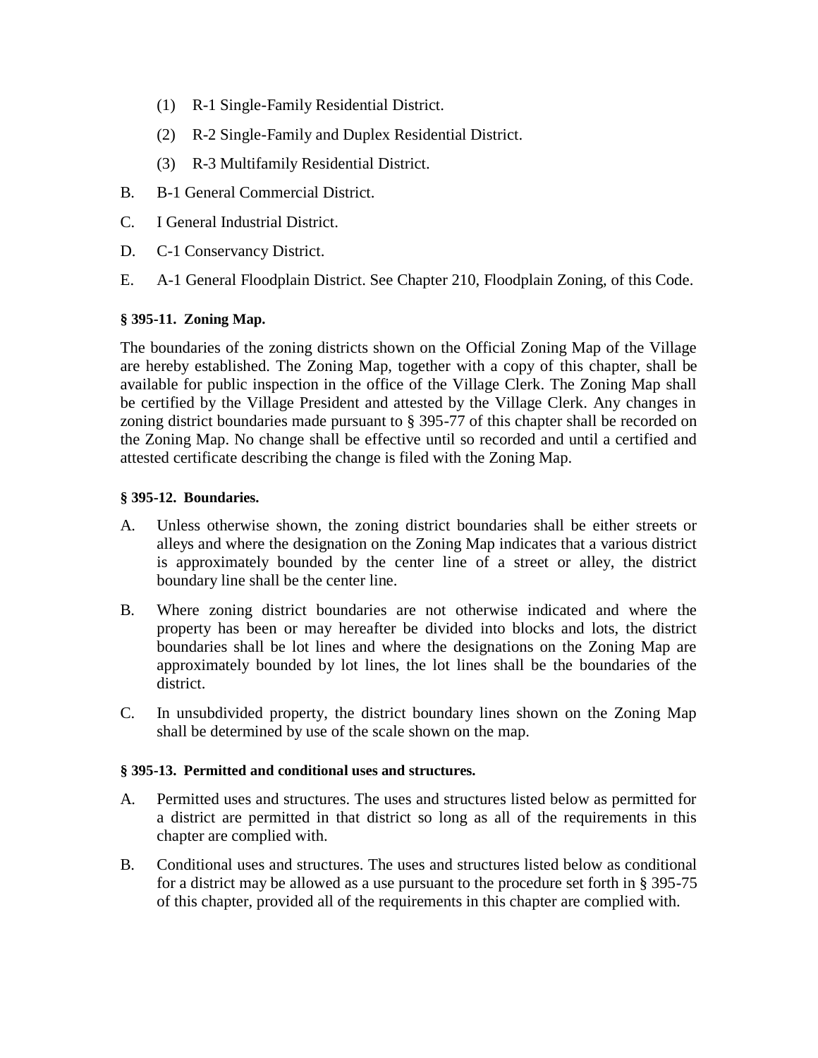(1) R-1 Single-Family Residential District.

(2) R-2 Single-Family and Duplex Residential District.

(3) R-3 Multifamily Residential District.

B. B-1 General Commercial District.

C. I General Industrial District.

D. C-1 Conservancy District.

E. A-1 General Floodplain District. See Chapter 210, Floodplain Zoning, of this Code.

**§ 395-11. Zoning Map.**

The boundaries of the zoning districts shown on the Official Zoning Map of the Village are hereby established. The Zoning Map, together with a copy of this chapter, shall be available for public inspection in the office of the Village Clerk. The Zoning Map shall be certified by the Village President and attested by the Village Clerk. Any changes in zoning district boundaries made pursuant to § 395-77 of this chapter shall be recorded on the Zoning Map. No change shall be effective until so recorded and until a certified and attested certificate describing the change is filed with the Zoning Map.

**§ 395-12. Boundaries.**

A. Unless otherwise shown, the zoning district boundaries shall be either streets or alleys and where the designation on the Zoning Map indicates that a various district is approximately bounded by the center line of a street or alley, the district boundary line shall be the center line.

B. Where zoning district boundaries are not otherwise indicated and where the property has been or may hereafter be divided into blocks and lots, the district boundaries shall be lot lines and where the designations on the Zoning Map are approximately bounded by lot lines, the lot lines shall be the boundaries of the district.

C. In unsubdivided property, the district boundary lines shown on the Zoning Map shall be determined by use of the scale shown on the map.

**§ 395-13. Permitted and conditional uses and structures.**

A. Permitted uses and structures. The uses and structures listed below as permitted for a district are permitted in that district so long as all of the requirements in this chapter are complied with.

B. Conditional uses and structures. The uses and structures listed below as conditional for a district may be allowed as a use pursuant to the procedure set forth in § 395-75 of this chapter, provided all of the requirements in this chapter are complied with.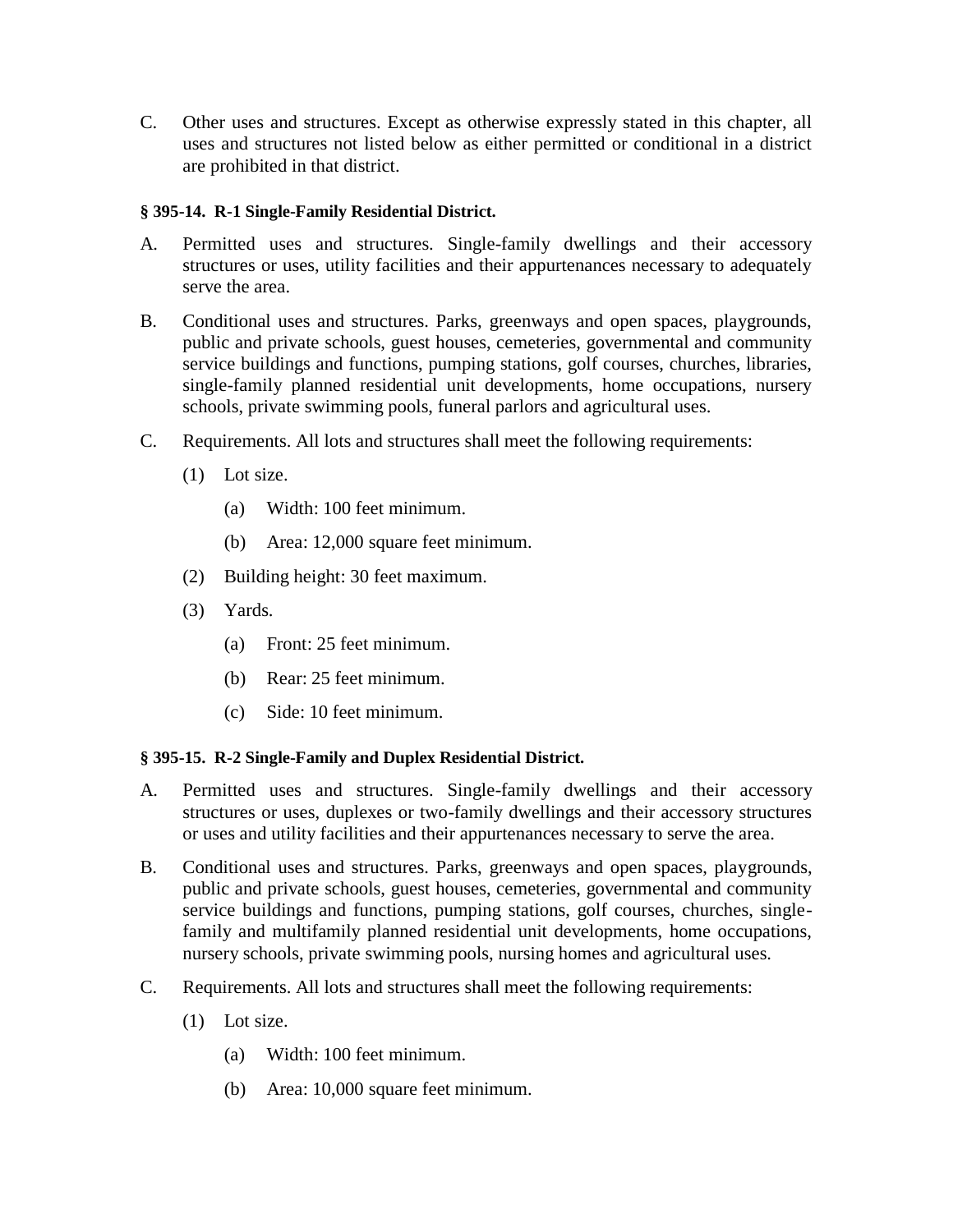C. Other uses and structures. Except as otherwise expressly stated in this chapter, all uses and structures not listed below as either permitted or conditional in a district are prohibited in that district.

#### § 395-14. R-1 Single-Family Residential District.

A. Permitted uses and structures. Single-family dwellings and their accessory structures or uses, utility facilities and their appurtenances necessary to adequately serve the area.

B. Conditional uses and structures. Parks, greenways and open spaces, playgrounds, public and private schools, guest houses, cemeteries, governmental and community service buildings and functions, pumping stations, golf courses, churches, libraries, single-family planned residential unit developments, home occupations, nursery schools, private swimming pools, funeral parlors and agricultural uses.

C. Requirements. All lots and structures shall meet the following requirements:

   (1) Lot size.

      (a) Width: 100 feet minimum.

      (b) Area: 12,000 square feet minimum.

   (2) Building height: 30 feet maximum.

   (3) Yards.

      (a) Front: 25 feet minimum.

      (b) Rear: 25 feet minimum.

      (c) Side: 10 feet minimum.

#### § 395-15. R-2 Single-Family and Duplex Residential District.

A. Permitted uses and structures. Single-family dwellings and their accessory structures or uses, duplexes or two-family dwellings and their accessory structures or uses and utility facilities and their appurtenances necessary to serve the area.

B. Conditional uses and structures. Parks, greenways and open spaces, playgrounds, public and private schools, guest houses, cemeteries, governmental and community service buildings and functions, pumping stations, golf courses, churches, single-family and multifamily planned residential unit developments, home occupations, nursery schools, private swimming pools, nursing homes and agricultural uses.

C. Requirements. All lots and structures shall meet the following requirements:

   (1) Lot size.

      (a) Width: 100 feet minimum.

      (b) Area: 10,000 square feet minimum.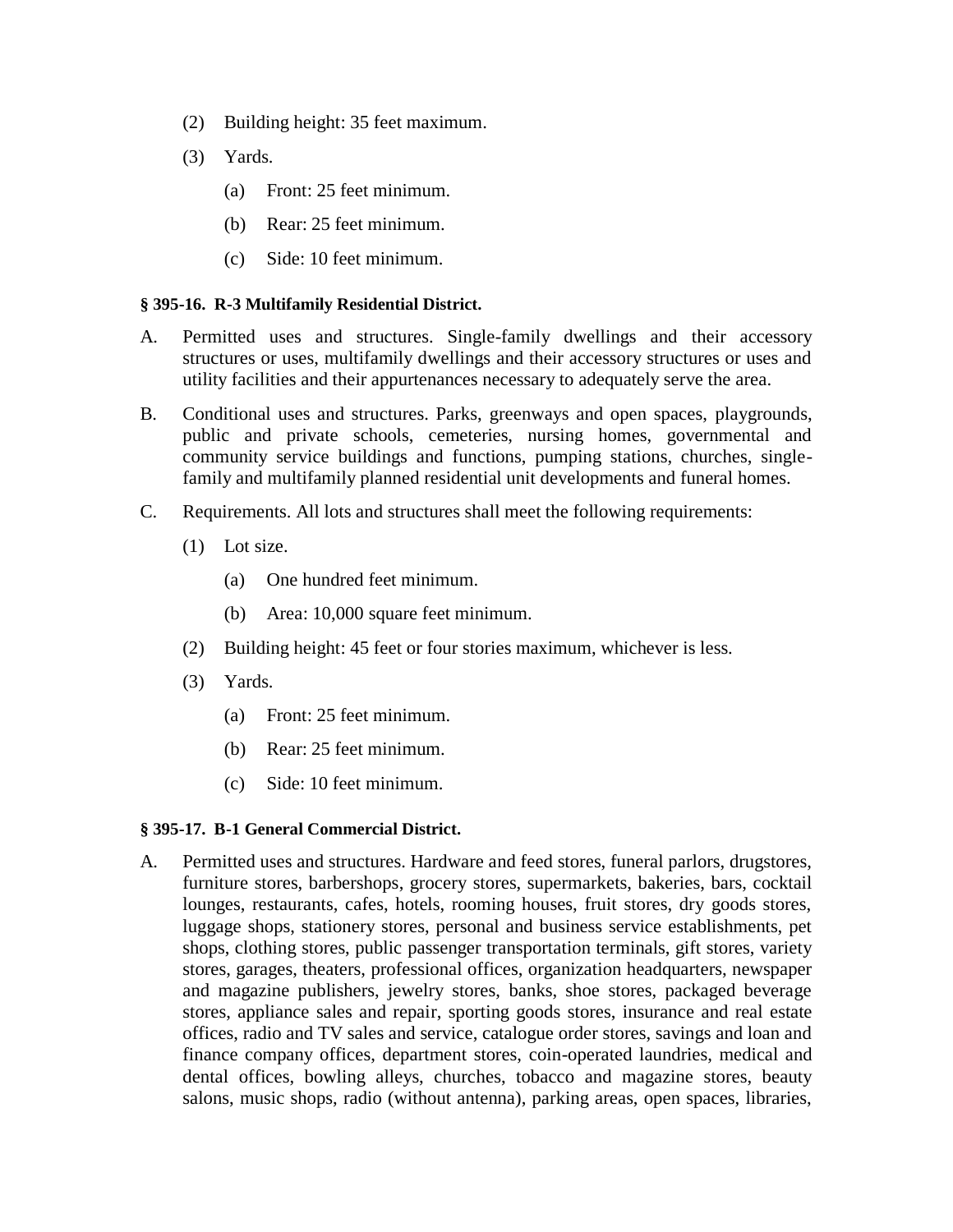(2) Building height: 35 feet maximum.

(3) Yards.

(a) Front: 25 feet minimum.

(b) Rear: 25 feet minimum.

(c) Side: 10 feet minimum.

**§ 395-16. R-3 Multifamily Residential District.**

A. Permitted uses and structures. Single-family dwellings and their accessory structures or uses, multifamily dwellings and their accessory structures or uses and utility facilities and their appurtenances necessary to adequately serve the area.

B. Conditional uses and structures. Parks, greenways and open spaces, playgrounds, public and private schools, cemeteries, nursing homes, governmental and community service buildings and functions, pumping stations, churches, single-family and multifamily planned residential unit developments and funeral homes.

C. Requirements. All lots and structures shall meet the following requirements:

(1) Lot size.

(a) One hundred feet minimum.

(b) Area: 10,000 square feet minimum.

(2) Building height: 45 feet or four stories maximum, whichever is less.

(3) Yards.

(a) Front: 25 feet minimum.

(b) Rear: 25 feet minimum.

(c) Side: 10 feet minimum.

**§ 395-17. B-1 General Commercial District.**

A. Permitted uses and structures. Hardware and feed stores, funeral parlors, drugstores, furniture stores, barbershops, grocery stores, supermarkets, bakeries, bars, cocktail lounges, restaurants, cafes, hotels, rooming houses, fruit stores, dry goods stores, luggage shops, stationery stores, personal and business service establishments, pet shops, clothing stores, public passenger transportation terminals, gift stores, variety stores, garages, theaters, professional offices, organization headquarters, newspaper and magazine publishers, jewelry stores, banks, shoe stores, packaged beverage stores, appliance sales and repair, sporting goods stores, insurance and real estate offices, radio and TV sales and service, catalogue order stores, savings and loan and finance company offices, department stores, coin-operated laundries, medical and dental offices, bowling alleys, churches, tobacco and magazine stores, beauty salons, music shops, radio (without antenna), parking areas, open spaces, libraries,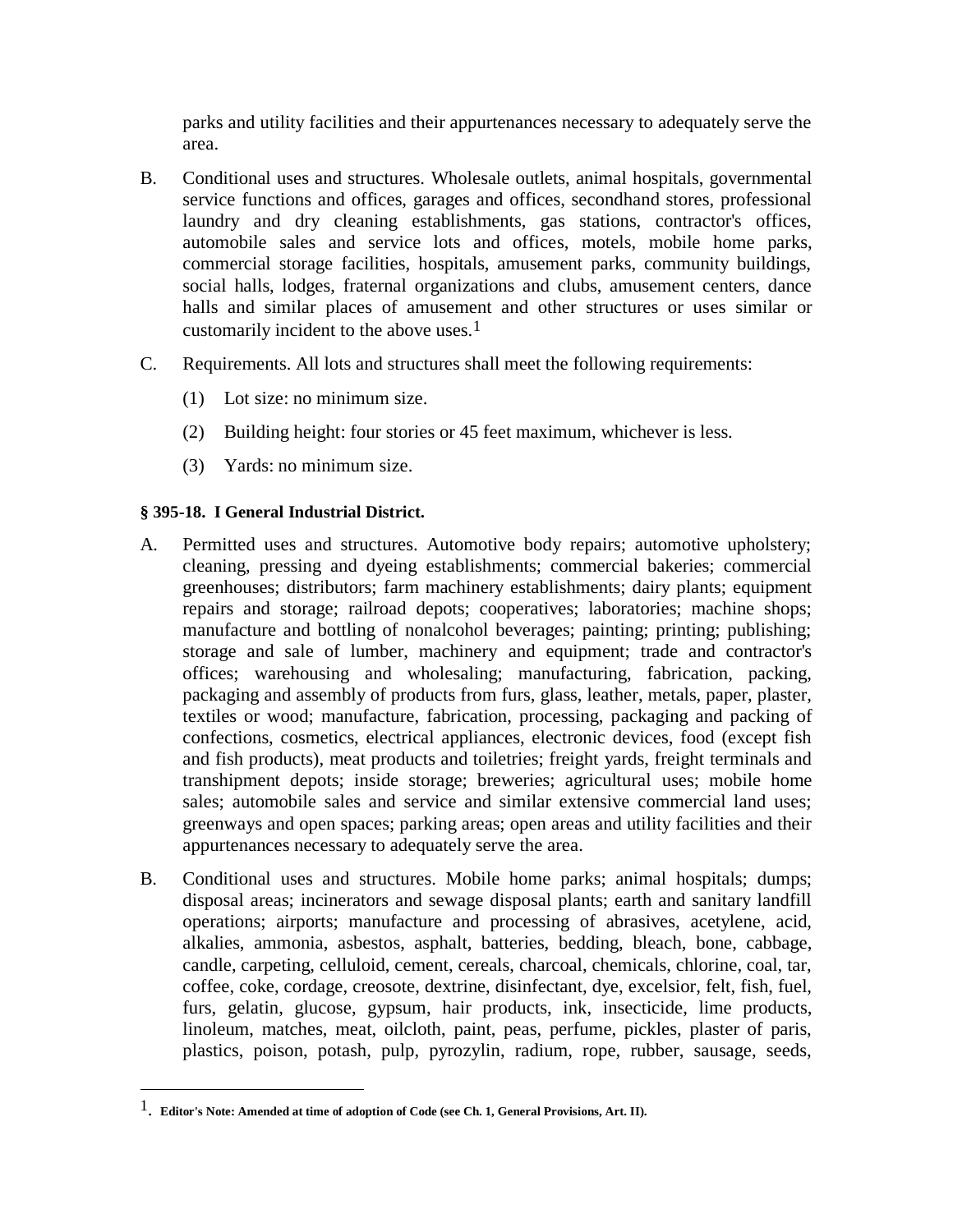parks and utility facilities and their appurtenances necessary to adequately serve the area.

B. Conditional uses and structures. Wholesale outlets, animal hospitals, governmental service functions and offices, garages and offices, secondhand stores, professional laundry and dry cleaning establishments, gas stations, contractor's offices, automobile sales and service lots and offices, motels, mobile home parks, commercial storage facilities, hospitals, amusement parks, community buildings, social halls, lodges, fraternal organizations and clubs, amusement centers, dance halls and similar places of amusement and other structures or uses similar or customarily incident to the above uses.[1]

C. Requirements. All lots and structures shall meet the following requirements:

   (1) Lot size: no minimum size.

   (2) Building height: four stories or 45 feet maximum, whichever is less.

   (3) Yards: no minimum size.

**§ 395-18. I General Industrial District.**

A. Permitted uses and structures. Automotive body repairs; automotive upholstery; cleaning, pressing and dyeing establishments; commercial bakeries; commercial greenhouses; distributors; farm machinery establishments; dairy plants; equipment repairs and storage; railroad depots; cooperatives; laboratories; machine shops; manufacture and bottling of nonalcohol beverages; painting; printing; publishing; storage and sale of lumber, machinery and equipment; trade and contractor's offices; warehousing and wholesaling; manufacturing, fabrication, packing, packaging and assembly of products from furs, glass, leather, metals, paper, plaster, textiles or wood; manufacture, fabrication, processing, packaging and packing of confections, cosmetics, electrical appliances, electronic devices, food (except fish and fish products), meat products and toiletries; freight yards, freight terminals and transhipment depots; inside storage; breweries; agricultural uses; mobile home sales; automobile sales and service and similar extensive commercial land uses; greenways and open spaces; parking areas; open areas and utility facilities and their appurtenances necessary to adequately serve the area.

B. Conditional uses and structures. Mobile home parks; animal hospitals; dumps; disposal areas; incinerators and sewage disposal plants; earth and sanitary landfill operations; airports; manufacture and processing of abrasives, acetylene, acid, alkalies, ammonia, asbestos, asphalt, batteries, bedding, bleach, bone, cabbage, candle, carpeting, celluloid, cement, cereals, charcoal, chemicals, chlorine, coal, tar, coffee, coke, cordage, creosote, dextrine, disinfectant, dye, excelsior, felt, fish, fuel, furs, gelatin, glucose, gypsum, hair products, ink, insecticide, lime products, linoleum, matches, meat, oilcloth, paint, peas, perfume, pickles, plaster of paris, plastics, poison, potash, pulp, pyrozylin, radium, rope, rubber, sausage, seeds,

---

[1]. **Editor's Note: Amended at time of adoption of Code (see Ch. 1, General Provisions, Art. II).**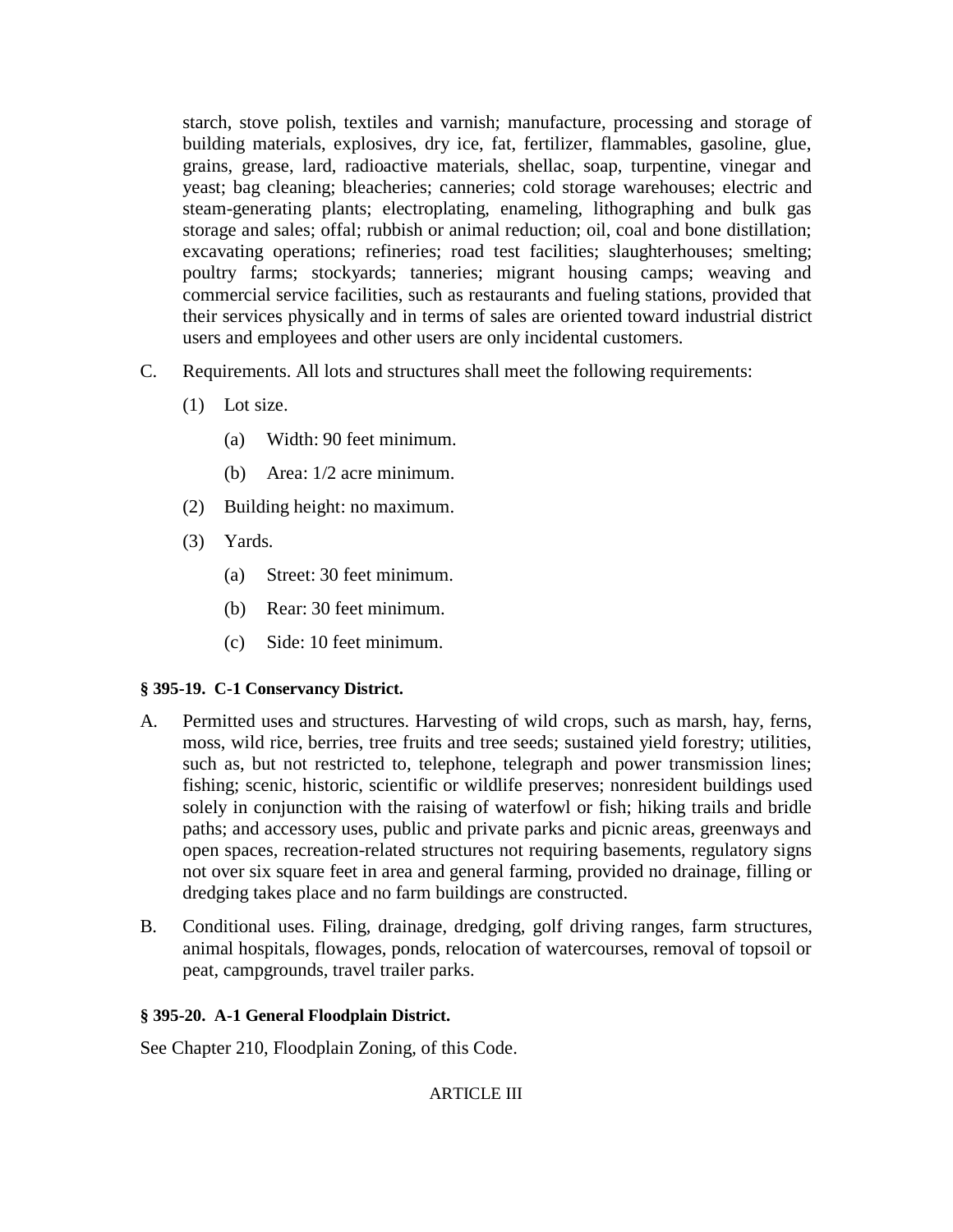starch, stove polish, textiles and varnish; manufacture, processing and storage of building materials, explosives, dry ice, fat, fertilizer, flammables, gasoline, glue, grains, grease, lard, radioactive materials, shellac, soap, turpentine, vinegar and yeast; bag cleaning; bleacheries; canneries; cold storage warehouses; electric and steam-generating plants; electroplating, enameling, lithographing and bulk gas storage and sales; offal; rubbish or animal reduction; oil, coal and bone distillation; excavating operations; refineries; road test facilities; slaughterhouses; smelting; poultry farms; stockyards; tanneries; migrant housing camps; weaving and commercial service facilities, such as restaurants and fueling stations, provided that their services physically and in terms of sales are oriented toward industrial district users and employees and other users are only incidental customers.

C. Requirements. All lots and structures shall meet the following requirements:

   (1) Lot size.

      (a) Width: 90 feet minimum.

      (b) Area: 1/2 acre minimum.

   (2) Building height: no maximum.

   (3) Yards.

      (a) Street: 30 feet minimum.

      (b) Rear: 30 feet minimum.

      (c) Side: 10 feet minimum.

**§ 395-19. C-1 Conservancy District.**

A. Permitted uses and structures. Harvesting of wild crops, such as marsh, hay, ferns, moss, wild rice, berries, tree fruits and tree seeds; sustained yield forestry; utilities, such as, but not restricted to, telephone, telegraph and power transmission lines; fishing; scenic, historic, scientific or wildlife preserves; nonresident buildings used solely in conjunction with the raising of waterfowl or fish; hiking trails and bridle paths; and accessory uses, public and private parks and picnic areas, greenways and open spaces, recreation-related structures not requiring basements, regulatory signs not over six square feet in area and general farming, provided no drainage, filling or dredging takes place and no farm buildings are constructed.

B. Conditional uses. Filing, drainage, dredging, golf driving ranges, farm structures, animal hospitals, flowages, ponds, relocation of watercourses, removal of topsoil or peat, campgrounds, travel trailer parks.

**§ 395-20. A-1 General Floodplain District.**

See Chapter 210, Floodplain Zoning, of this Code.

ARTICLE III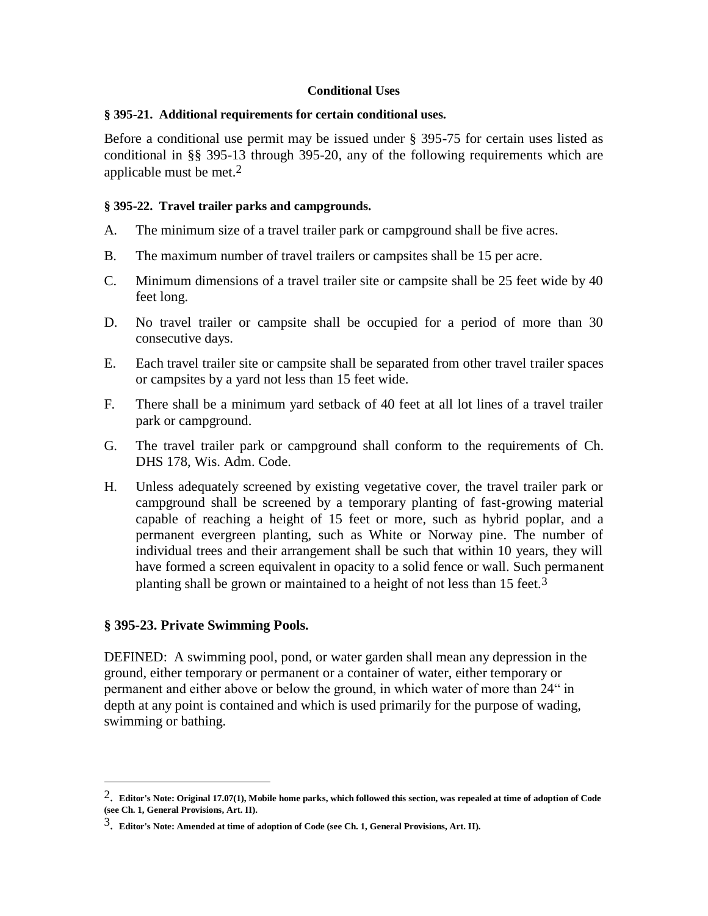**Conditional Uses**

**§ 395-21. Additional requirements for certain conditional uses.**

Before a conditional use permit may be issued under § 395-75 for certain uses listed as conditional in §§ 395-13 through 395-20, any of the following requirements which are applicable must be met.[2]

**§ 395-22. Travel trailer parks and campgrounds.**

A. The minimum size of a travel trailer park or campground shall be five acres.

B. The maximum number of travel trailers or campsites shall be 15 per acre.

C. Minimum dimensions of a travel trailer site or campsite shall be 25 feet wide by 40 feet long.

D. No travel trailer or campsite shall be occupied for a period of more than 30 consecutive days.

E. Each travel trailer site or campsite shall be separated from other travel trailer spaces or campsites by a yard not less than 15 feet wide.

F. There shall be a minimum yard setback of 40 feet at all lot lines of a travel trailer park or campground.

G. The travel trailer park or campground shall conform to the requirements of Ch. DHS 178, Wis. Adm. Code.

H. Unless adequately screened by existing vegetative cover, the travel trailer park or campground shall be screened by a temporary planting of fast-growing material capable of reaching a height of 15 feet or more, such as hybrid poplar, and a permanent evergreen planting, such as White or Norway pine. The number of individual trees and their arrangement shall be such that within 10 years, they will have formed a screen equivalent in opacity to a solid fence or wall. Such permanent planting shall be grown or maintained to a height of not less than 15 feet.[3]

## § 395-23. Private Swimming Pools.

DEFINED: A swimming pool, pond, or water garden shall mean any depression in the ground, either temporary or permanent or a container of water, either temporary or permanent and either above or below the ground, in which water of more than 24" in depth at any point is contained and which is used primarily for the purpose of wading, swimming or bathing.

---

[2]. **Editor's Note: Original 17.07(1), Mobile home parks, which followed this section, was repealed at time of adoption of Code (see Ch. 1, General Provisions, Art. II).**

[3]. **Editor's Note: Amended at time of adoption of Code (see Ch. 1, General Provisions, Art. II).**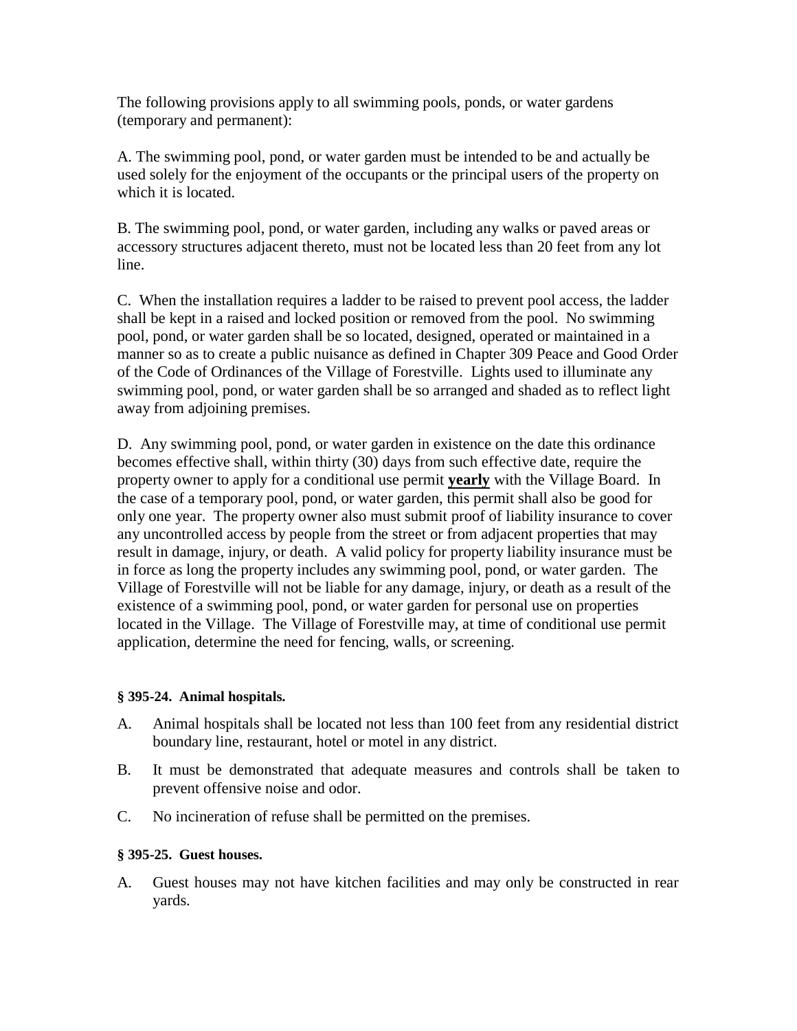The following provisions apply to all swimming pools, ponds, or water gardens (temporary and permanent):

A. The swimming pool, pond, or water garden must be intended to be and actually be used solely for the enjoyment of the occupants or the principal users of the property on which it is located.

B. The swimming pool, pond, or water garden, including any walks or paved areas or accessory structures adjacent thereto, must not be located less than 20 feet from any lot line.

C. When the installation requires a ladder to be raised to prevent pool access, the ladder shall be kept in a raised and locked position or removed from the pool. No swimming pool, pond, or water garden shall be so located, designed, operated or maintained in a manner so as to create a public nuisance as defined in Chapter 309 Peace and Good Order of the Code of Ordinances of the Village of Forestville. Lights used to illuminate any swimming pool, pond, or water garden shall be so arranged and shaded as to reflect light away from adjoining premises.

D. Any swimming pool, pond, or water garden in existence on the date this ordinance becomes effective shall, within thirty (30) days from such effective date, require the property owner to apply for a conditional use permit **yearly** with the Village Board. In the case of a temporary pool, pond, or water garden, this permit shall also be good for only one year. The property owner also must submit proof of liability insurance to cover any uncontrolled access by people from the street or from adjacent properties that may result in damage, injury, or death. A valid policy for property liability insurance must be in force as long the property includes any swimming pool, pond, or water garden. The Village of Forestville will not be liable for any damage, injury, or death as a result of the existence of a swimming pool, pond, or water garden for personal use on properties located in the Village. The Village of Forestville may, at time of conditional use permit application, determine the need for fencing, walls, or screening.

**§ 395-24. Animal hospitals.**

A. Animal hospitals shall be located not less than 100 feet from any residential district boundary line, restaurant, hotel or motel in any district.

B. It must be demonstrated that adequate measures and controls shall be taken to prevent offensive noise and odor.

C. No incineration of refuse shall be permitted on the premises.

**§ 395-25. Guest houses.**

A. Guest houses may not have kitchen facilities and may only be constructed in rear yards.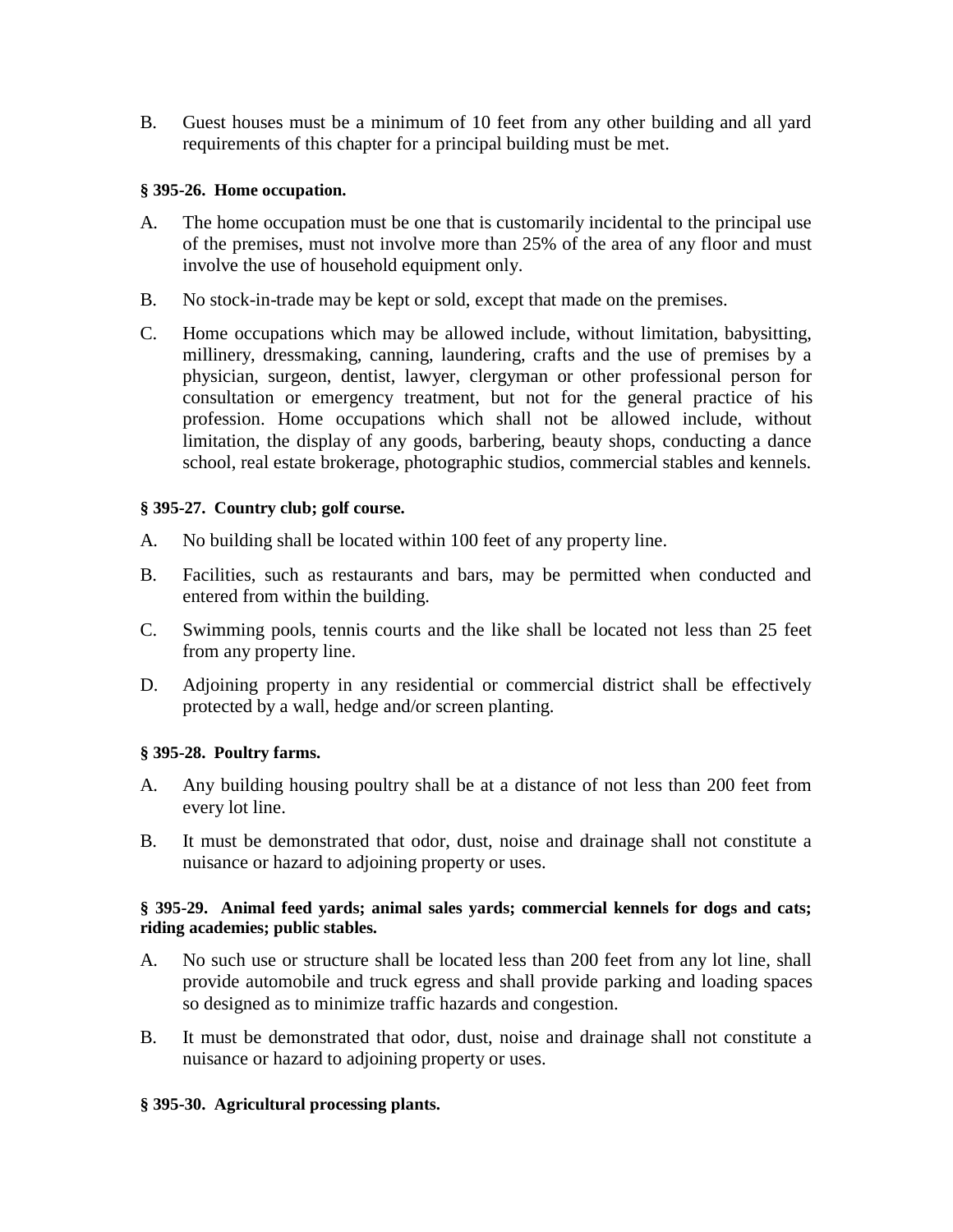B. Guest houses must be a minimum of 10 feet from any other building and all yard requirements of this chapter for a principal building must be met.

### § 395-26. Home occupation.

A. The home occupation must be one that is customarily incidental to the principal use of the premises, must not involve more than 25% of the area of any floor and must involve the use of household equipment only.

B. No stock-in-trade may be kept or sold, except that made on the premises.

C. Home occupations which may be allowed include, without limitation, babysitting, millinery, dressmaking, canning, laundering, crafts and the use of premises by a physician, surgeon, dentist, lawyer, clergyman or other professional person for consultation or emergency treatment, but not for the general practice of his profession. Home occupations which shall not be allowed include, without limitation, the display of any goods, barbering, beauty shops, conducting a dance school, real estate brokerage, photographic studios, commercial stables and kennels.

### § 395-27. Country club; golf course.

A. No building shall be located within 100 feet of any property line.

B. Facilities, such as restaurants and bars, may be permitted when conducted and entered from within the building.

C. Swimming pools, tennis courts and the like shall be located not less than 25 feet from any property line.

D. Adjoining property in any residential or commercial district shall be effectively protected by a wall, hedge and/or screen planting.

### § 395-28. Poultry farms.

A. Any building housing poultry shall be at a distance of not less than 200 feet from every lot line.

B. It must be demonstrated that odor, dust, noise and drainage shall not constitute a nuisance or hazard to adjoining property or uses.

### § 395-29. Animal feed yards; animal sales yards; commercial kennels for dogs and cats; riding academies; public stables.

A. No such use or structure shall be located less than 200 feet from any lot line, shall provide automobile and truck egress and shall provide parking and loading spaces so designed as to minimize traffic hazards and congestion.

B. It must be demonstrated that odor, dust, noise and drainage shall not constitute a nuisance or hazard to adjoining property or uses.

### § 395-30. Agricultural processing plants.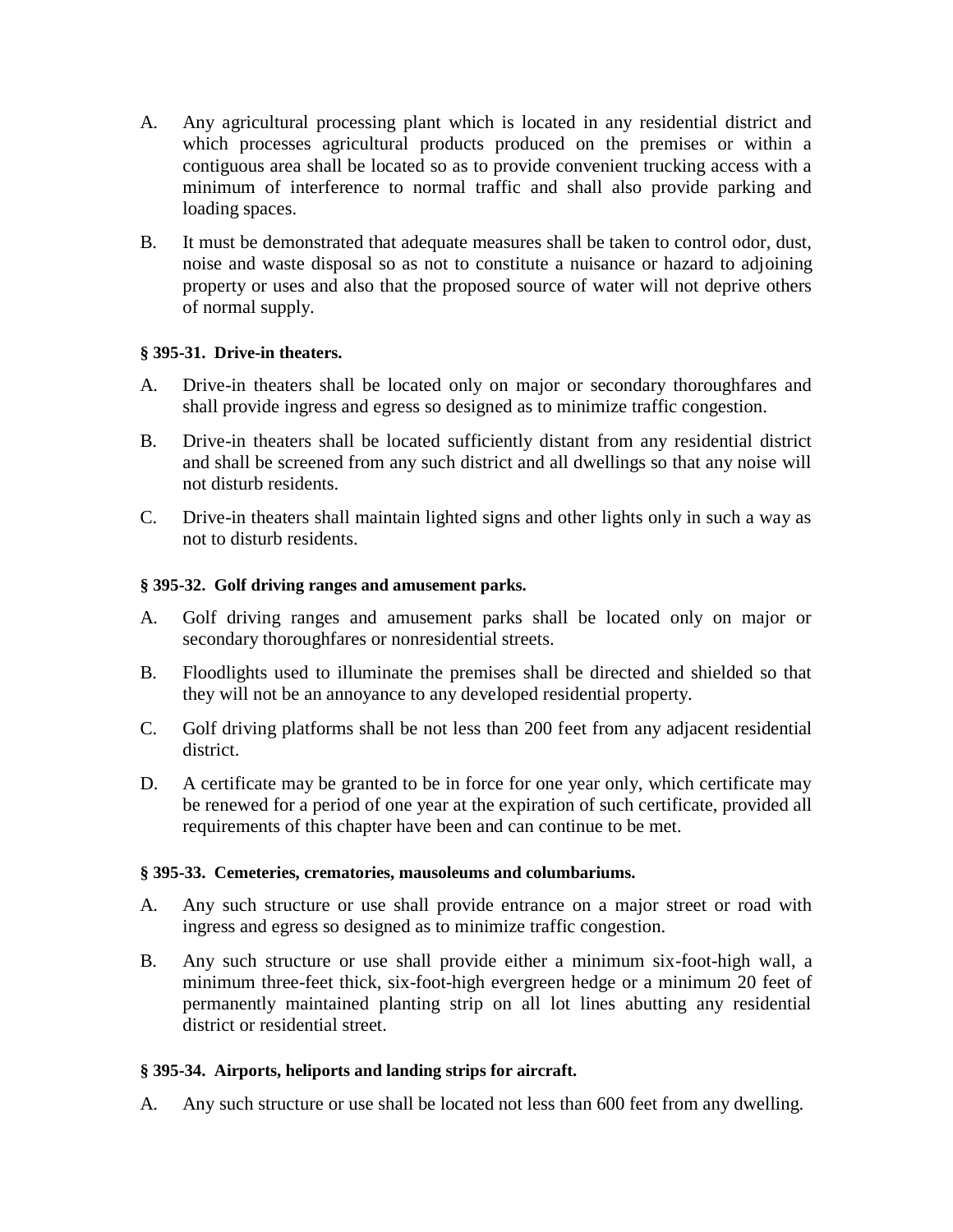A. Any agricultural processing plant which is located in any residential district and which processes agricultural products produced on the premises or within a contiguous area shall be located so as to provide convenient trucking access with a minimum of interference to normal traffic and shall also provide parking and loading spaces.

B. It must be demonstrated that adequate measures shall be taken to control odor, dust, noise and waste disposal so as not to constitute a nuisance or hazard to adjoining property or uses and also that the proposed source of water will not deprive others of normal supply.

**§ 395-31. Drive-in theaters.**

A. Drive-in theaters shall be located only on major or secondary thoroughfares and shall provide ingress and egress so designed as to minimize traffic congestion.

B. Drive-in theaters shall be located sufficiently distant from any residential district and shall be screened from any such district and all dwellings so that any noise will not disturb residents.

C. Drive-in theaters shall maintain lighted signs and other lights only in such a way as not to disturb residents.

**§ 395-32. Golf driving ranges and amusement parks.**

A. Golf driving ranges and amusement parks shall be located only on major or secondary thoroughfares or nonresidential streets.

B. Floodlights used to illuminate the premises shall be directed and shielded so that they will not be an annoyance to any developed residential property.

C. Golf driving platforms shall be not less than 200 feet from any adjacent residential district.

D. A certificate may be granted to be in force for one year only, which certificate may be renewed for a period of one year at the expiration of such certificate, provided all requirements of this chapter have been and can continue to be met.

**§ 395-33. Cemeteries, crematories, mausoleums and columbariums.**

A. Any such structure or use shall provide entrance on a major street or road with ingress and egress so designed as to minimize traffic congestion.

B. Any such structure or use shall provide either a minimum six-foot-high wall, a minimum three-feet thick, six-foot-high evergreen hedge or a minimum 20 feet of permanently maintained planting strip on all lot lines abutting any residential district or residential street.

**§ 395-34. Airports, heliports and landing strips for aircraft.**

A. Any such structure or use shall be located not less than 600 feet from any dwelling.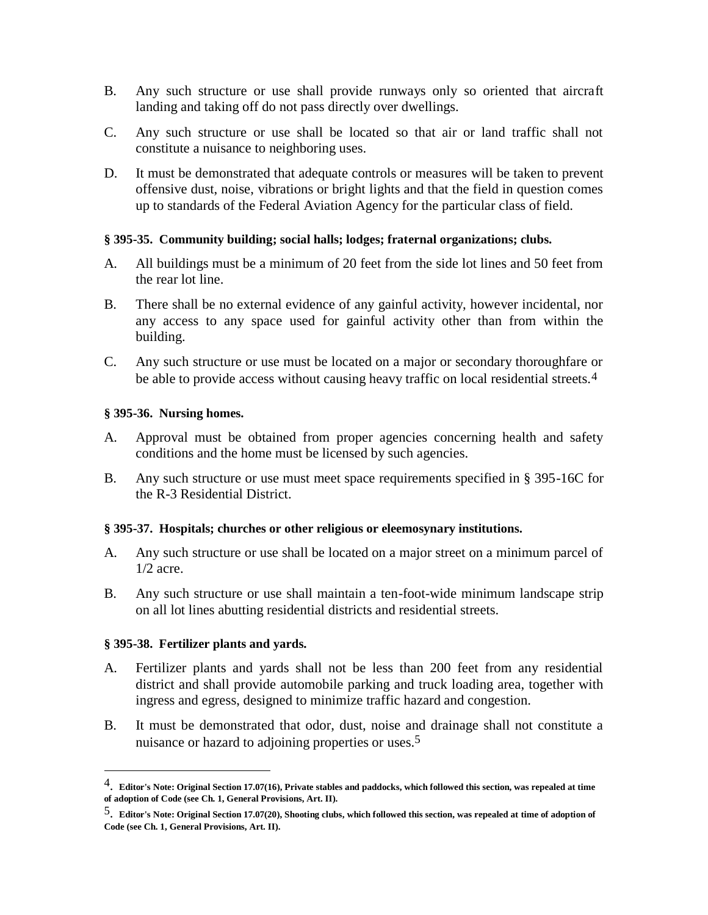B. Any such structure or use shall provide runways only so oriented that aircraft landing and taking off do not pass directly over dwellings.

C. Any such structure or use shall be located so that air or land traffic shall not constitute a nuisance to neighboring uses.

D. It must be demonstrated that adequate controls or measures will be taken to prevent offensive dust, noise, vibrations or bright lights and that the field in question comes up to standards of the Federal Aviation Agency for the particular class of field.

**§ 395-35. Community building; social halls; lodges; fraternal organizations; clubs.**

A. All buildings must be a minimum of 20 feet from the side lot lines and 50 feet from the rear lot line.

B. There shall be no external evidence of any gainful activity, however incidental, nor any access to any space used for gainful activity other than from within the building.

C. Any such structure or use must be located on a major or secondary thoroughfare or be able to provide access without causing heavy traffic on local residential streets.[4]

**§ 395-36. Nursing homes.**

A. Approval must be obtained from proper agencies concerning health and safety conditions and the home must be licensed by such agencies.

B. Any such structure or use must meet space requirements specified in § 395-16C for the R-3 Residential District.

**§ 395-37. Hospitals; churches or other religious or eleemosynary institutions.**

A. Any such structure or use shall be located on a major street on a minimum parcel of 1/2 acre.

B. Any such structure or use shall maintain a ten-foot-wide minimum landscape strip on all lot lines abutting residential districts and residential streets.

**§ 395-38. Fertilizer plants and yards.**

A. Fertilizer plants and yards shall not be less than 200 feet from any residential district and shall provide automobile parking and truck loading area, together with ingress and egress, designed to minimize traffic hazard and congestion.

B. It must be demonstrated that odor, dust, noise and drainage shall not constitute a nuisance or hazard to adjoining properties or uses.[5]

---

4. **Editor's Note: Original Section 17.07(16), Private stables and paddocks, which followed this section, was repealed at time of adoption of Code (see Ch. 1, General Provisions, Art. II).**

5. **Editor's Note: Original Section 17.07(20), Shooting clubs, which followed this section, was repealed at time of adoption of Code (see Ch. 1, General Provisions, Art. II).**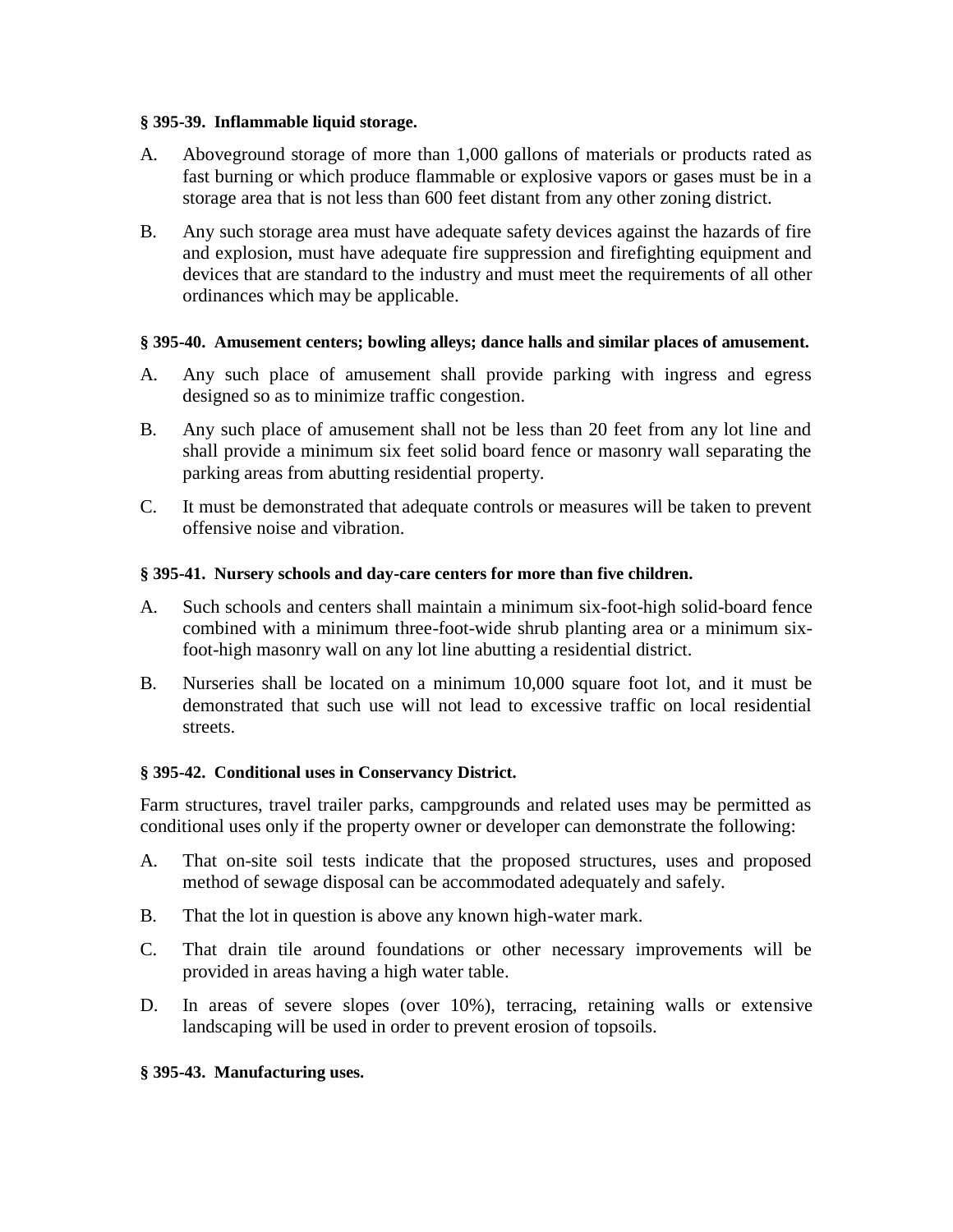**§ 395-39. Inflammable liquid storage.**

A. Aboveground storage of more than 1,000 gallons of materials or products rated as fast burning or which produce flammable or explosive vapors or gases must be in a storage area that is not less than 600 feet distant from any other zoning district.

B. Any such storage area must have adequate safety devices against the hazards of fire and explosion, must have adequate fire suppression and firefighting equipment and devices that are standard to the industry and must meet the requirements of all other ordinances which may be applicable.

**§ 395-40. Amusement centers; bowling alleys; dance halls and similar places of amusement.**

A. Any such place of amusement shall provide parking with ingress and egress designed so as to minimize traffic congestion.

B. Any such place of amusement shall not be less than 20 feet from any lot line and shall provide a minimum six feet solid board fence or masonry wall separating the parking areas from abutting residential property.

C. It must be demonstrated that adequate controls or measures will be taken to prevent offensive noise and vibration.

**§ 395-41. Nursery schools and day-care centers for more than five children.**

A. Such schools and centers shall maintain a minimum six-foot-high solid-board fence combined with a minimum three-foot-wide shrub planting area or a minimum six-foot-high masonry wall on any lot line abutting a residential district.

B. Nurseries shall be located on a minimum 10,000 square foot lot, and it must be demonstrated that such use will not lead to excessive traffic on local residential streets.

**§ 395-42. Conditional uses in Conservancy District.**

Farm structures, travel trailer parks, campgrounds and related uses may be permitted as conditional uses only if the property owner or developer can demonstrate the following:

A. That on-site soil tests indicate that the proposed structures, uses and proposed method of sewage disposal can be accommodated adequately and safely.

B. That the lot in question is above any known high-water mark.

C. That drain tile around foundations or other necessary improvements will be provided in areas having a high water table.

D. In areas of severe slopes (over 10%), terracing, retaining walls or extensive landscaping will be used in order to prevent erosion of topsoils.

**§ 395-43. Manufacturing uses.**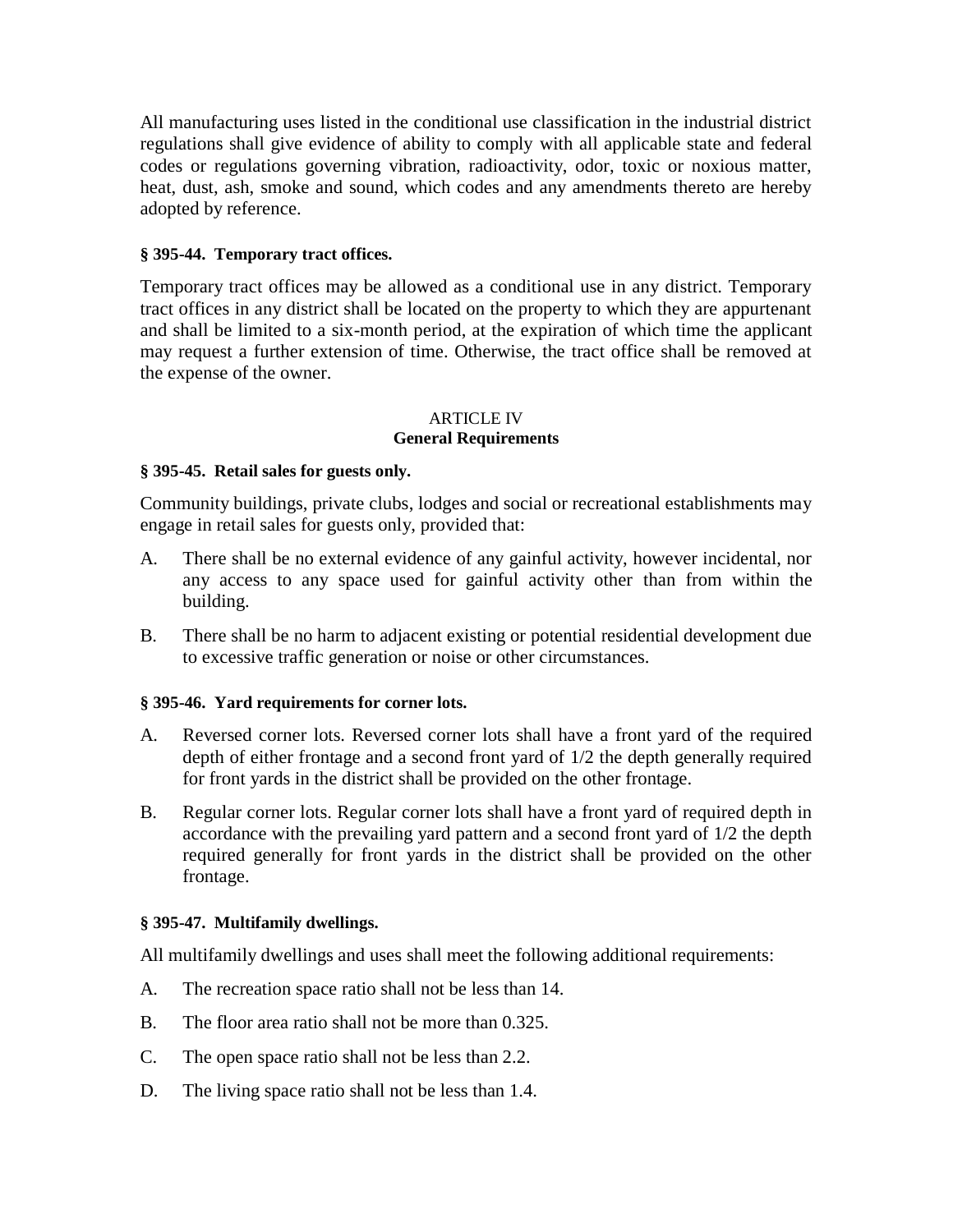All manufacturing uses listed in the conditional use classification in the industrial district regulations shall give evidence of ability to comply with all applicable state and federal codes or regulations governing vibration, radioactivity, odor, toxic or noxious matter, heat, dust, ash, smoke and sound, which codes and any amendments thereto are hereby adopted by reference.

### § 395-44. Temporary tract offices.

Temporary tract offices may be allowed as a conditional use in any district. Temporary tract offices in any district shall be located on the property to which they are appurtenant and shall be limited to a six-month period, at the expiration of which time the applicant may request a further extension of time. Otherwise, the tract office shall be removed at the expense of the owner.

## ARTICLE IV
## General Requirements

### § 395-45. Retail sales for guests only.

Community buildings, private clubs, lodges and social or recreational establishments may engage in retail sales for guests only, provided that:

A. There shall be no external evidence of any gainful activity, however incidental, nor any access to any space used for gainful activity other than from within the building.

B. There shall be no harm to adjacent existing or potential residential development due to excessive traffic generation or noise or other circumstances.

### § 395-46. Yard requirements for corner lots.

A. Reversed corner lots. Reversed corner lots shall have a front yard of the required depth of either frontage and a second front yard of 1/2 the depth generally required for front yards in the district shall be provided on the other frontage.

B. Regular corner lots. Regular corner lots shall have a front yard of required depth in accordance with the prevailing yard pattern and a second front yard of 1/2 the depth required generally for front yards in the district shall be provided on the other frontage.

### § 395-47. Multifamily dwellings.

All multifamily dwellings and uses shall meet the following additional requirements:

A. The recreation space ratio shall not be less than 14.

B. The floor area ratio shall not be more than 0.325.

C. The open space ratio shall not be less than 2.2.

D. The living space ratio shall not be less than 1.4.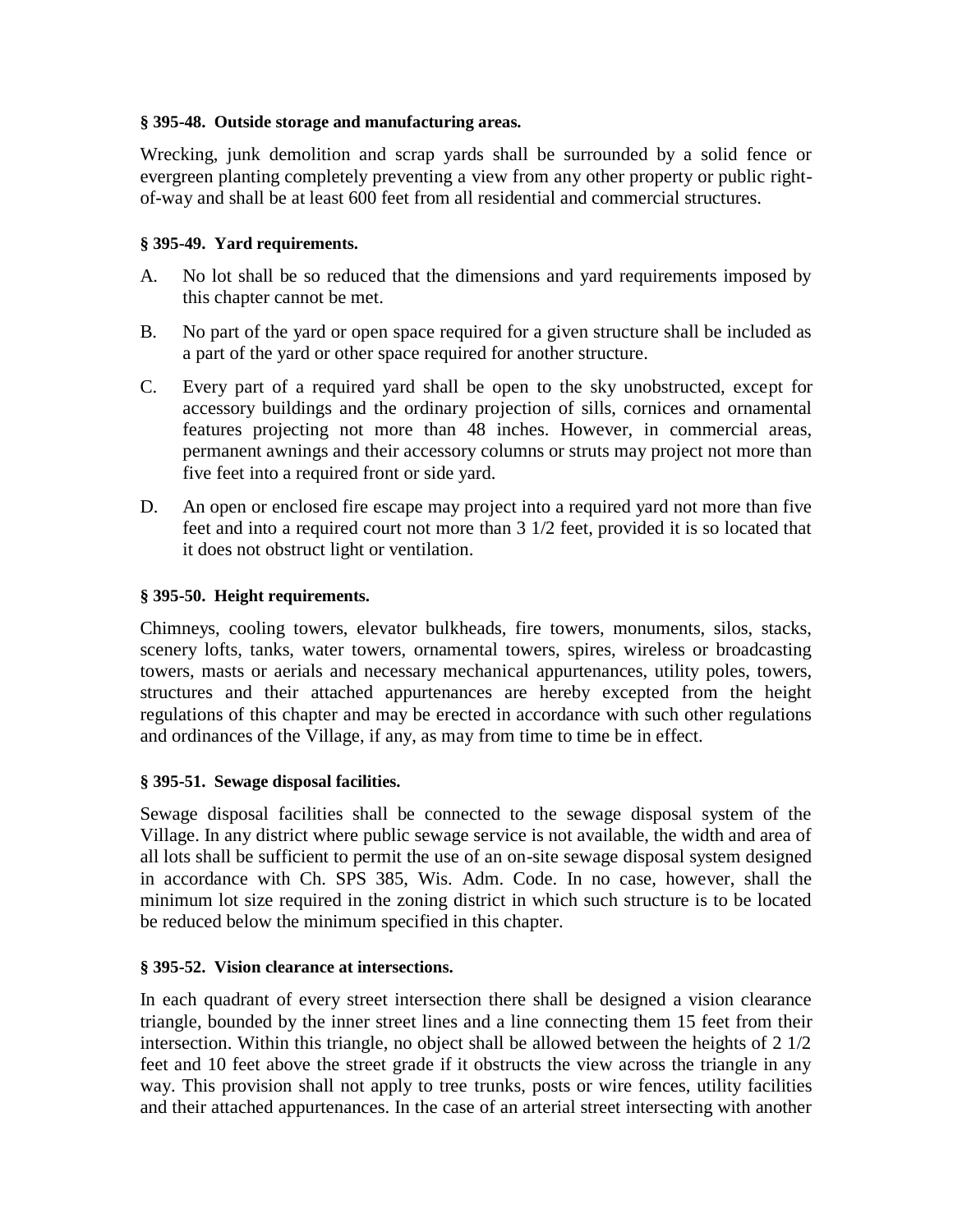**§ 395-48. Outside storage and manufacturing areas.**

Wrecking, junk demolition and scrap yards shall be surrounded by a solid fence or evergreen planting completely preventing a view from any other property or public right-of-way and shall be at least 600 feet from all residential and commercial structures.

**§ 395-49. Yard requirements.**

A. No lot shall be so reduced that the dimensions and yard requirements imposed by this chapter cannot be met.

B. No part of the yard or open space required for a given structure shall be included as a part of the yard or other space required for another structure.

C. Every part of a required yard shall be open to the sky unobstructed, except for accessory buildings and the ordinary projection of sills, cornices and ornamental features projecting not more than 48 inches. However, in commercial areas, permanent awnings and their accessory columns or struts may project not more than five feet into a required front or side yard.

D. An open or enclosed fire escape may project into a required yard not more than five feet and into a required court not more than 3 1/2 feet, provided it is so located that it does not obstruct light or ventilation.

**§ 395-50. Height requirements.**

Chimneys, cooling towers, elevator bulkheads, fire towers, monuments, silos, stacks, scenery lofts, tanks, water towers, ornamental towers, spires, wireless or broadcasting towers, masts or aerials and necessary mechanical appurtenances, utility poles, towers, structures and their attached appurtenances are hereby excepted from the height regulations of this chapter and may be erected in accordance with such other regulations and ordinances of the Village, if any, as may from time to time be in effect.

**§ 395-51. Sewage disposal facilities.**

Sewage disposal facilities shall be connected to the sewage disposal system of the Village. In any district where public sewage service is not available, the width and area of all lots shall be sufficient to permit the use of an on-site sewage disposal system designed in accordance with Ch. SPS 385, Wis. Adm. Code. In no case, however, shall the minimum lot size required in the zoning district in which such structure is to be located be reduced below the minimum specified in this chapter.

**§ 395-52. Vision clearance at intersections.**

In each quadrant of every street intersection there shall be designed a vision clearance triangle, bounded by the inner street lines and a line connecting them 15 feet from their intersection. Within this triangle, no object shall be allowed between the heights of 2 1/2 feet and 10 feet above the street grade if it obstructs the view across the triangle in any way. This provision shall not apply to tree trunks, posts or wire fences, utility facilities and their attached appurtenances. In the case of an arterial street intersecting with another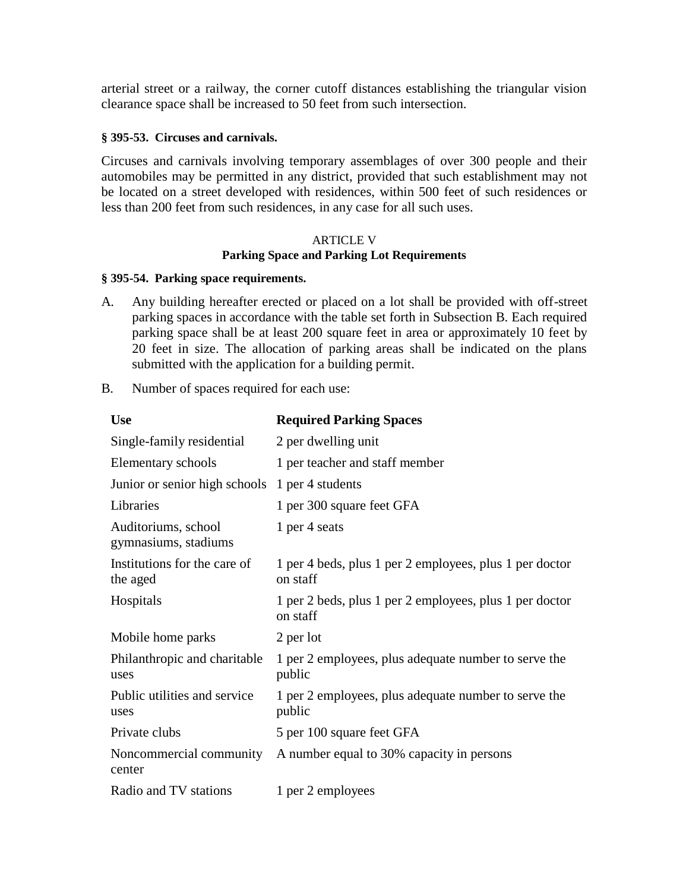arterial street or a railway, the corner cutoff distances establishing the triangular vision clearance space shall be increased to 50 feet from such intersection.

#### § 395-53. Circuses and carnivals.

Circuses and carnivals involving temporary assemblages of over 300 people and their automobiles may be permitted in any district, provided that such establishment may not be located on a street developed with residences, within 500 feet of such residences or less than 200 feet from such residences, in any case for all such uses.

## ARTICLE V
## Parking Space and Parking Lot Requirements

#### § 395-54. Parking space requirements.

A. Any building hereafter erected or placed on a lot shall be provided with off-street parking spaces in accordance with the table set forth in Subsection B. Each required parking space shall be at least 200 square feet in area or approximately 10 feet by 20 feet in size. The allocation of parking areas shall be indicated on the plans submitted with the application for a building permit.

B. Number of spaces required for each use:

| Use | Required Parking Spaces |
|---|---|
| Single-family residential | 2 per dwelling unit |
| Elementary schools | 1 per teacher and staff member |
| Junior or senior high schools | 1 per 4 students |
| Libraries | 1 per 300 square feet GFA |
| Auditoriums, school gymnasiums, stadiums | 1 per 4 seats |
| Institutions for the care of the aged | 1 per 4 beds, plus 1 per 2 employees, plus 1 per doctor on staff |
| Hospitals | 1 per 2 beds, plus 1 per 2 employees, plus 1 per doctor on staff |
| Mobile home parks | 2 per lot |
| Philanthropic and charitable uses | 1 per 2 employees, plus adequate number to serve the public |
| Public utilities and service uses | 1 per 2 employees, plus adequate number to serve the public |
| Private clubs | 5 per 100 square feet GFA |
| Noncommercial community center | A number equal to 30% capacity in persons |
| Radio and TV stations | 1 per 2 employees |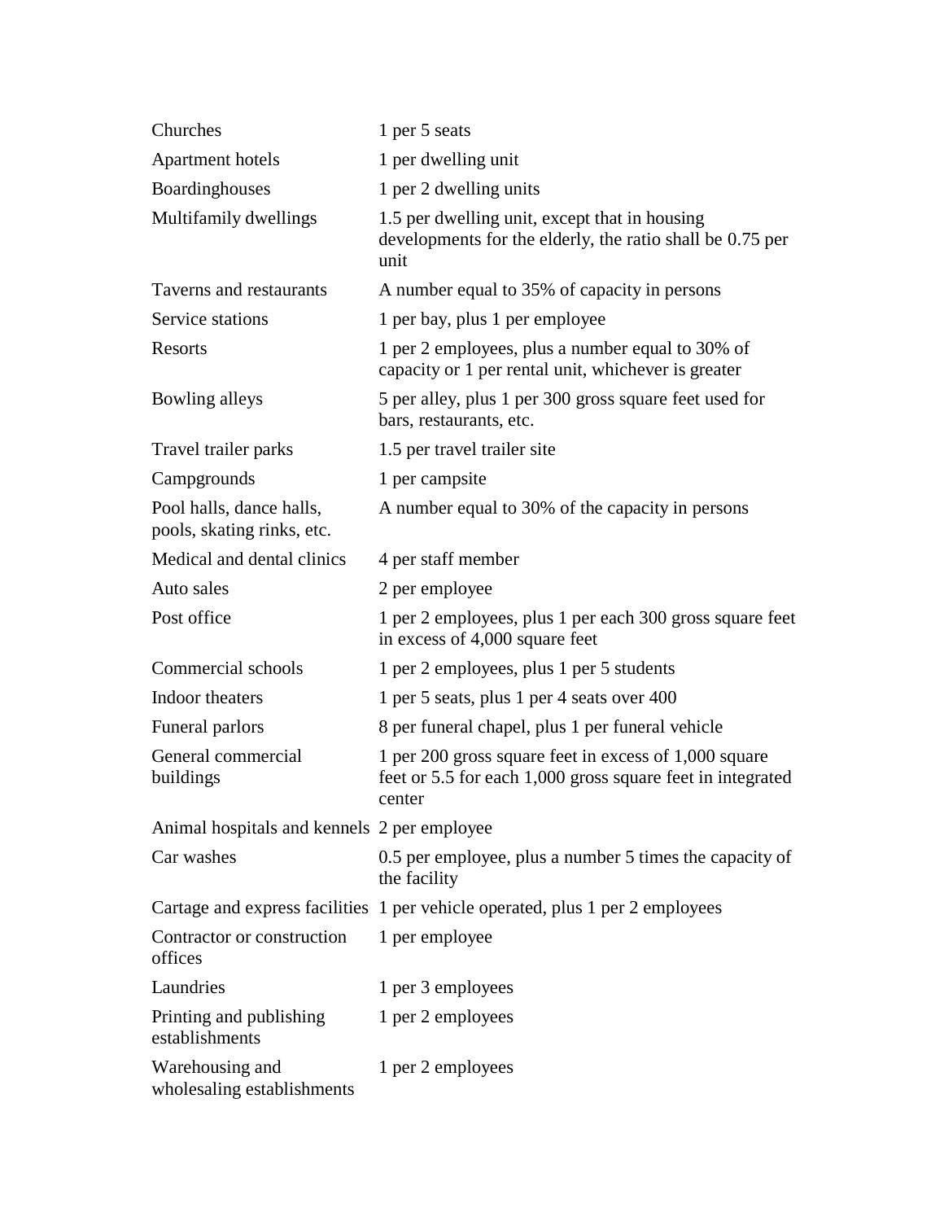| | |
|---|---|
| Churches | 1 per 5 seats |
| Apartment hotels | 1 per dwelling unit |
| Boardinghouses | 1 per 2 dwelling units |
| Multifamily dwellings | 1.5 per dwelling unit, except that in housing developments for the elderly, the ratio shall be 0.75 per unit |
| Taverns and restaurants | A number equal to 35% of capacity in persons |
| Service stations | 1 per bay, plus 1 per employee |
| Resorts | 1 per 2 employees, plus a number equal to 30% of capacity or 1 per rental unit, whichever is greater |
| Bowling alleys | 5 per alley, plus 1 per 300 gross square feet used for bars, restaurants, etc. |
| Travel trailer parks | 1.5 per travel trailer site |
| Campgrounds | 1 per campsite |
| Pool halls, dance halls, pools, skating rinks, etc. | A number equal to 30% of the capacity in persons |
| Medical and dental clinics | 4 per staff member |
| Auto sales | 2 per employee |
| Post office | 1 per 2 employees, plus 1 per each 300 gross square feet in excess of 4,000 square feet |
| Commercial schools | 1 per 2 employees, plus 1 per 5 students |
| Indoor theaters | 1 per 5 seats, plus 1 per 4 seats over 400 |
| Funeral parlors | 8 per funeral chapel, plus 1 per funeral vehicle |
| General commercial buildings | 1 per 200 gross square feet in excess of 1,000 square feet or 5.5 for each 1,000 gross square feet in integrated center |
| Animal hospitals and kennels | 2 per employee |
| Car washes | 0.5 per employee, plus a number 5 times the capacity of the facility |
| Cartage and express facilities | 1 per vehicle operated, plus 1 per 2 employees |
| Contractor or construction offices | 1 per employee |
| Laundries | 1 per 3 employees |
| Printing and publishing establishments | 1 per 2 employees |
| Warehousing and wholesaling establishments | 1 per 2 employees |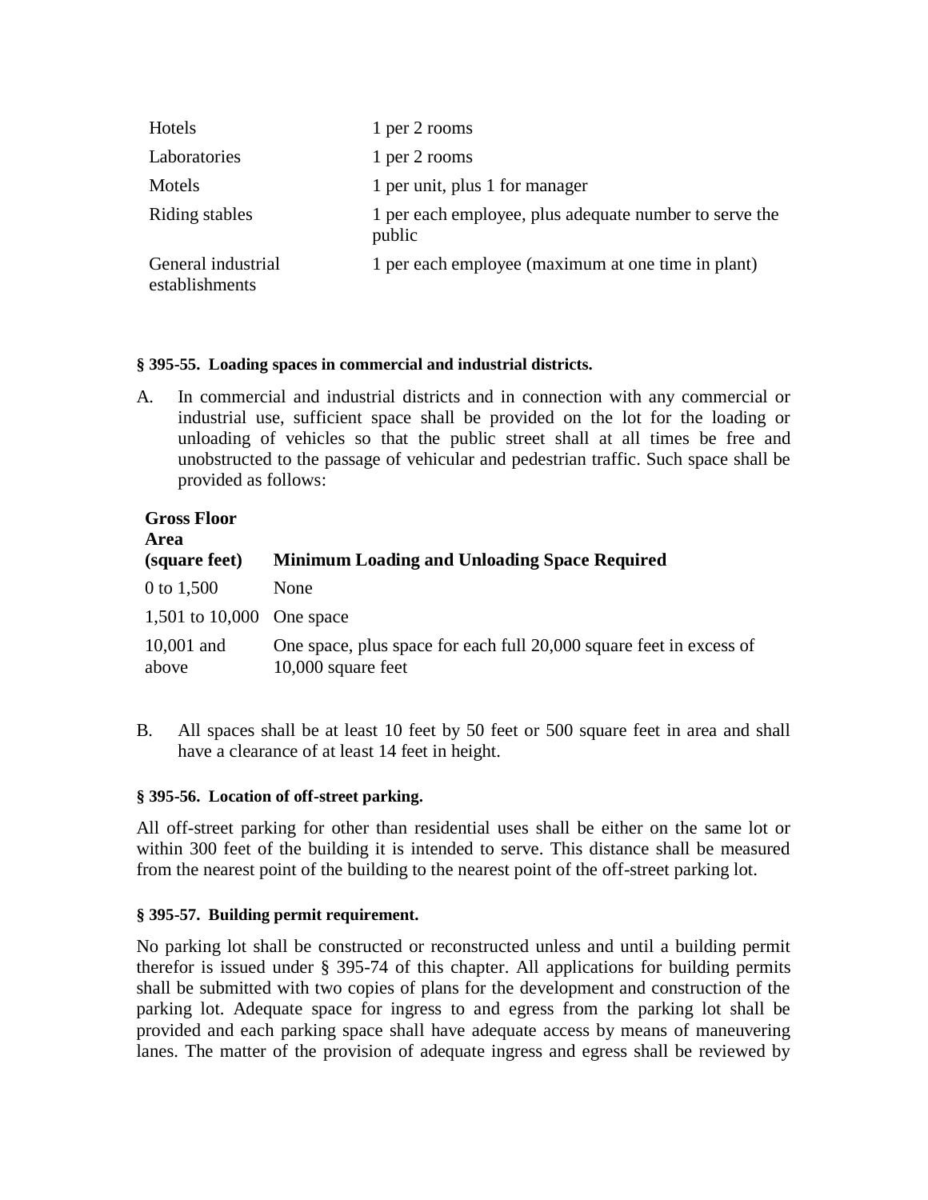| | |
|---|---|
| Hotels | 1 per 2 rooms |
| Laboratories | 1 per 2 rooms |
| Motels | 1 per unit, plus 1 for manager |
| Riding stables | 1 per each employee, plus adequate number to serve the public |
| General industrial establishments | 1 per each employee (maximum at one time in plant) |

#### § 395-55. Loading spaces in commercial and industrial districts.

A. In commercial and industrial districts and in connection with any commercial or industrial use, sufficient space shall be provided on the lot for the loading or unloading of vehicles so that the public street shall at all times be free and unobstructed to the passage of vehicular and pedestrian traffic. Such space shall be provided as follows:

| Gross Floor Area (square feet) | Minimum Loading and Unloading Space Required |
|---|---|
| 0 to 1,500 | None |
| 1,501 to 10,000 | One space |
| 10,001 and above | One space, plus space for each full 20,000 square feet in excess of 10,000 square feet |

B. All spaces shall be at least 10 feet by 50 feet or 500 square feet in area and shall have a clearance of at least 14 feet in height.

#### § 395-56. Location of off-street parking.

All off-street parking for other than residential uses shall be either on the same lot or within 300 feet of the building it is intended to serve. This distance shall be measured from the nearest point of the building to the nearest point of the off-street parking lot.

#### § 395-57. Building permit requirement.

No parking lot shall be constructed or reconstructed unless and until a building permit therefor is issued under § 395-74 of this chapter. All applications for building permits shall be submitted with two copies of plans for the development and construction of the parking lot. Adequate space for ingress to and egress from the parking lot shall be provided and each parking space shall have adequate access by means of maneuvering lanes. The matter of the provision of adequate ingress and egress shall be reviewed by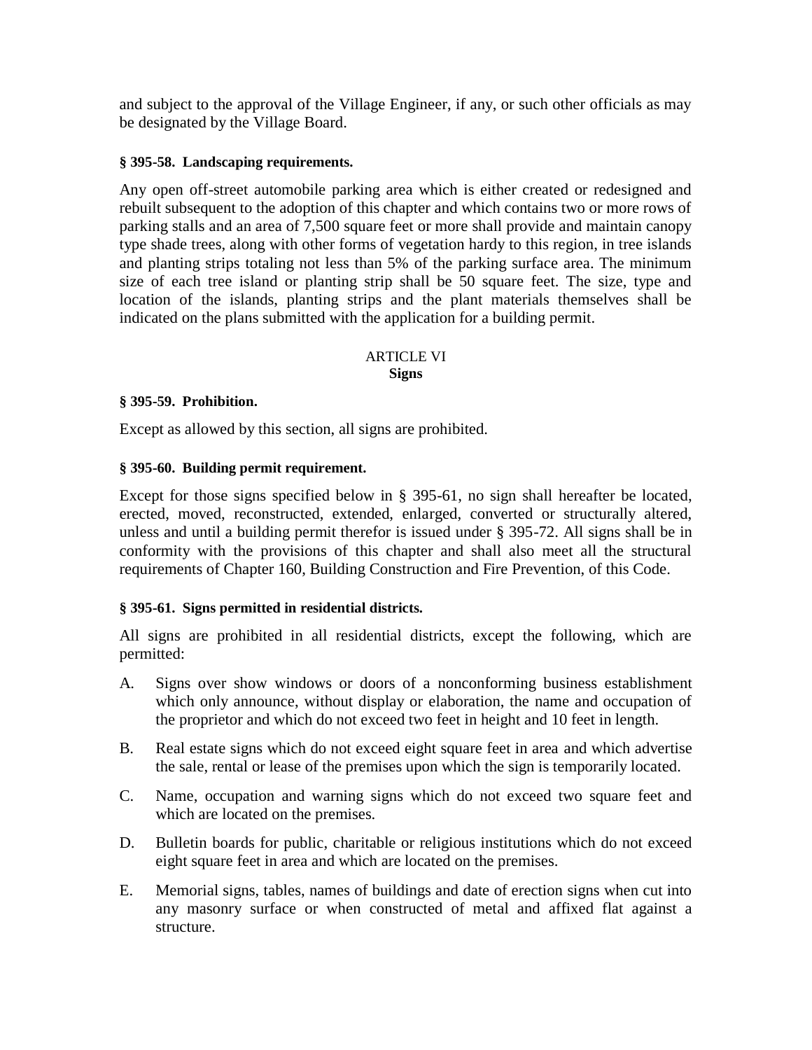and subject to the approval of the Village Engineer, if any, or such other officials as may be designated by the Village Board.

**§ 395-58. Landscaping requirements.**

Any open off-street automobile parking area which is either created or redesigned and rebuilt subsequent to the adoption of this chapter and which contains two or more rows of parking stalls and an area of 7,500 square feet or more shall provide and maintain canopy type shade trees, along with other forms of vegetation hardy to this region, in tree islands and planting strips totaling not less than 5% of the parking surface area. The minimum size of each tree island or planting strip shall be 50 square feet. The size, type and location of the islands, planting strips and the plant materials themselves shall be indicated on the plans submitted with the application for a building permit.

## ARTICLE VI
## Signs

**§ 395-59. Prohibition.**

Except as allowed by this section, all signs are prohibited.

**§ 395-60. Building permit requirement.**

Except for those signs specified below in § 395-61, no sign shall hereafter be located, erected, moved, reconstructed, extended, enlarged, converted or structurally altered, unless and until a building permit therefor is issued under § 395-72. All signs shall be in conformity with the provisions of this chapter and shall also meet all the structural requirements of Chapter 160, Building Construction and Fire Prevention, of this Code.

**§ 395-61. Signs permitted in residential districts.**

All signs are prohibited in all residential districts, except the following, which are permitted:

A. Signs over show windows or doors of a nonconforming business establishment which only announce, without display or elaboration, the name and occupation of the proprietor and which do not exceed two feet in height and 10 feet in length.

B. Real estate signs which do not exceed eight square feet in area and which advertise the sale, rental or lease of the premises upon which the sign is temporarily located.

C. Name, occupation and warning signs which do not exceed two square feet and which are located on the premises.

D. Bulletin boards for public, charitable or religious institutions which do not exceed eight square feet in area and which are located on the premises.

E. Memorial signs, tables, names of buildings and date of erection signs when cut into any masonry surface or when constructed of metal and affixed flat against a structure.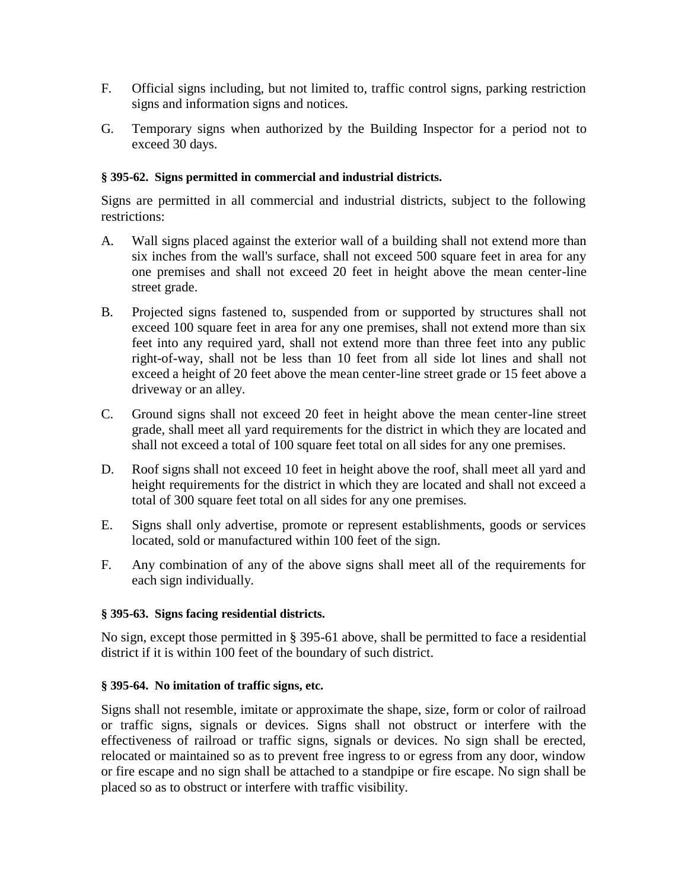F. Official signs including, but not limited to, traffic control signs, parking restriction signs and information signs and notices.

G. Temporary signs when authorized by the Building Inspector for a period not to exceed 30 days.

**§ 395-62. Signs permitted in commercial and industrial districts.**

Signs are permitted in all commercial and industrial districts, subject to the following restrictions:

A. Wall signs placed against the exterior wall of a building shall not extend more than six inches from the wall's surface, shall not exceed 500 square feet in area for any one premises and shall not exceed 20 feet in height above the mean center-line street grade.

B. Projected signs fastened to, suspended from or supported by structures shall not exceed 100 square feet in area for any one premises, shall not extend more than six feet into any required yard, shall not extend more than three feet into any public right-of-way, shall not be less than 10 feet from all side lot lines and shall not exceed a height of 20 feet above the mean center-line street grade or 15 feet above a driveway or an alley.

C. Ground signs shall not exceed 20 feet in height above the mean center-line street grade, shall meet all yard requirements for the district in which they are located and shall not exceed a total of 100 square feet total on all sides for any one premises.

D. Roof signs shall not exceed 10 feet in height above the roof, shall meet all yard and height requirements for the district in which they are located and shall not exceed a total of 300 square feet total on all sides for any one premises.

E. Signs shall only advertise, promote or represent establishments, goods or services located, sold or manufactured within 100 feet of the sign.

F. Any combination of any of the above signs shall meet all of the requirements for each sign individually.

**§ 395-63. Signs facing residential districts.**

No sign, except those permitted in § 395-61 above, shall be permitted to face a residential district if it is within 100 feet of the boundary of such district.

**§ 395-64. No imitation of traffic signs, etc.**

Signs shall not resemble, imitate or approximate the shape, size, form or color of railroad or traffic signs, signals or devices. Signs shall not obstruct or interfere with the effectiveness of railroad or traffic signs, signals or devices. No sign shall be erected, relocated or maintained so as to prevent free ingress to or egress from any door, window or fire escape and no sign shall be attached to a standpipe or fire escape. No sign shall be placed so as to obstruct or interfere with traffic visibility.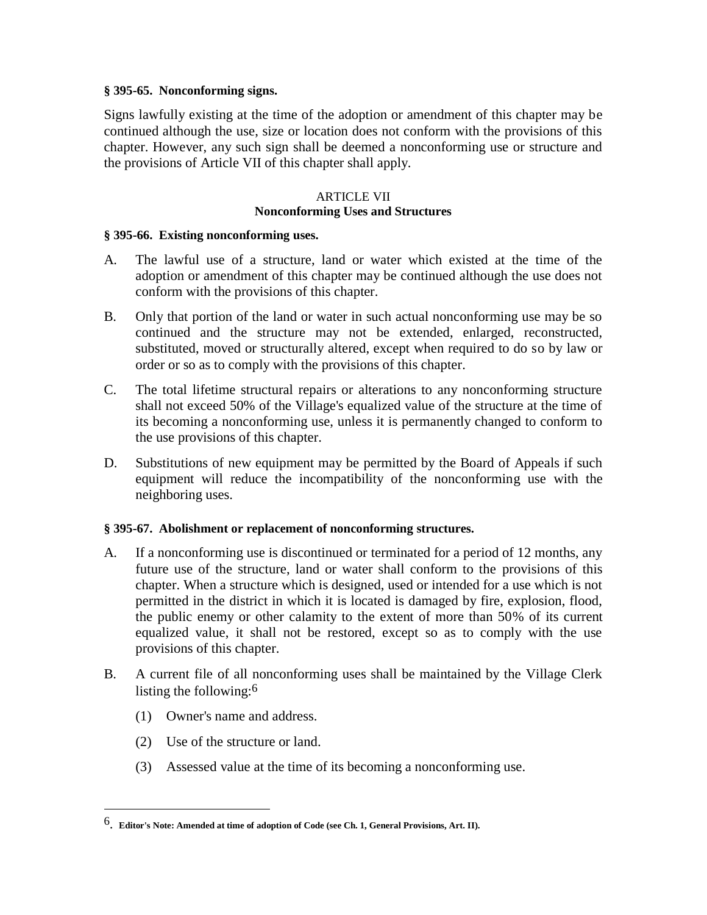**§ 395-65. Nonconforming signs.**

Signs lawfully existing at the time of the adoption or amendment of this chapter may be continued although the use, size or location does not conform with the provisions of this chapter. However, any such sign shall be deemed a nonconforming use or structure and the provisions of Article VII of this chapter shall apply.

## ARTICLE VII
## Nonconforming Uses and Structures

**§ 395-66. Existing nonconforming uses.**

A. The lawful use of a structure, land or water which existed at the time of the adoption or amendment of this chapter may be continued although the use does not conform with the provisions of this chapter.

B. Only that portion of the land or water in such actual nonconforming use may be so continued and the structure may not be extended, enlarged, reconstructed, substituted, moved or structurally altered, except when required to do so by law or order or so as to comply with the provisions of this chapter.

C. The total lifetime structural repairs or alterations to any nonconforming structure shall not exceed 50% of the Village's equalized value of the structure at the time of its becoming a nonconforming use, unless it is permanently changed to conform to the use provisions of this chapter.

D. Substitutions of new equipment may be permitted by the Board of Appeals if such equipment will reduce the incompatibility of the nonconforming use with the neighboring uses.

**§ 395-67. Abolishment or replacement of nonconforming structures.**

A. If a nonconforming use is discontinued or terminated for a period of 12 months, any future use of the structure, land or water shall conform to the provisions of this chapter. When a structure which is designed, used or intended for a use which is not permitted in the district in which it is located is damaged by fire, explosion, flood, the public enemy or other calamity to the extent of more than 50% of its current equalized value, it shall not be restored, except so as to comply with the use provisions of this chapter.

B. A current file of all nonconforming uses shall be maintained by the Village Clerk listing the following:[6]

   (1) Owner's name and address.

   (2) Use of the structure or land.

   (3) Assessed value at the time of its becoming a nonconforming use.

---

[6]. **Editor's Note: Amended at time of adoption of Code (see Ch. 1, General Provisions, Art. II).**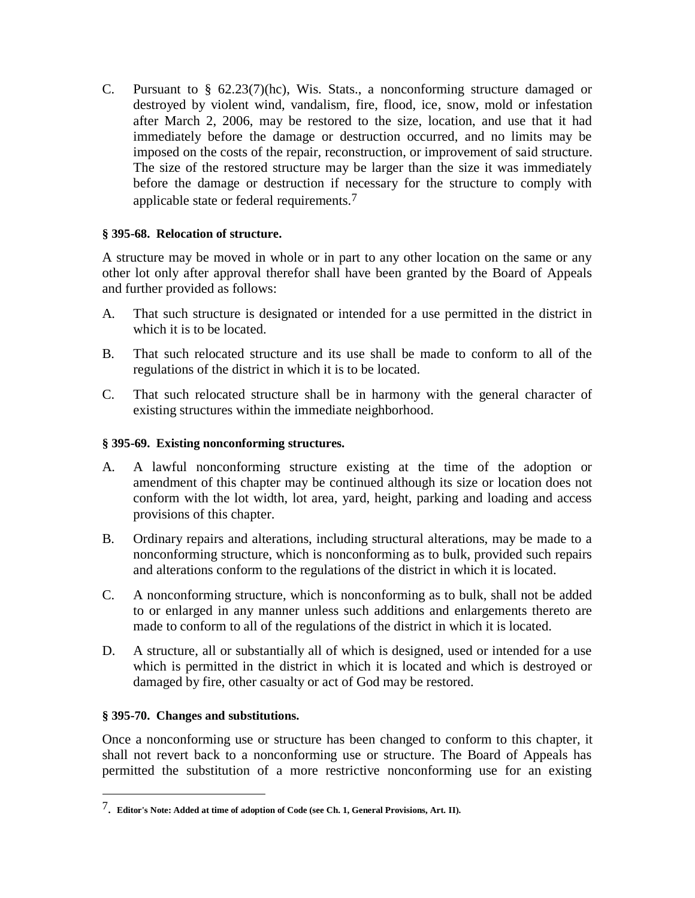C. Pursuant to § 62.23(7)(hc), Wis. Stats., a nonconforming structure damaged or destroyed by violent wind, vandalism, fire, flood, ice, snow, mold or infestation after March 2, 2006, may be restored to the size, location, and use that it had immediately before the damage or destruction occurred, and no limits may be imposed on the costs of the repair, reconstruction, or improvement of said structure. The size of the restored structure may be larger than the size it was immediately before the damage or destruction if necessary for the structure to comply with applicable state or federal requirements.[7]

**§ 395-68. Relocation of structure.**

A structure may be moved in whole or in part to any other location on the same or any other lot only after approval therefor shall have been granted by the Board of Appeals and further provided as follows:

A. That such structure is designated or intended for a use permitted in the district in which it is to be located.

B. That such relocated structure and its use shall be made to conform to all of the regulations of the district in which it is to be located.

C. That such relocated structure shall be in harmony with the general character of existing structures within the immediate neighborhood.

**§ 395-69. Existing nonconforming structures.**

A. A lawful nonconforming structure existing at the time of the adoption or amendment of this chapter may be continued although its size or location does not conform with the lot width, lot area, yard, height, parking and loading and access provisions of this chapter.

B. Ordinary repairs and alterations, including structural alterations, may be made to a nonconforming structure, which is nonconforming as to bulk, provided such repairs and alterations conform to the regulations of the district in which it is located.

C. A nonconforming structure, which is nonconforming as to bulk, shall not be added to or enlarged in any manner unless such additions and enlargements thereto are made to conform to all of the regulations of the district in which it is located.

D. A structure, all or substantially all of which is designed, used or intended for a use which is permitted in the district in which it is located and which is destroyed or damaged by fire, other casualty or act of God may be restored.

**§ 395-70. Changes and substitutions.**

Once a nonconforming use or structure has been changed to conform to this chapter, it shall not revert back to a nonconforming use or structure. The Board of Appeals has permitted the substitution of a more restrictive nonconforming use for an existing

---

[7]. **Editor's Note: Added at time of adoption of Code (see Ch. 1, General Provisions, Art. II).**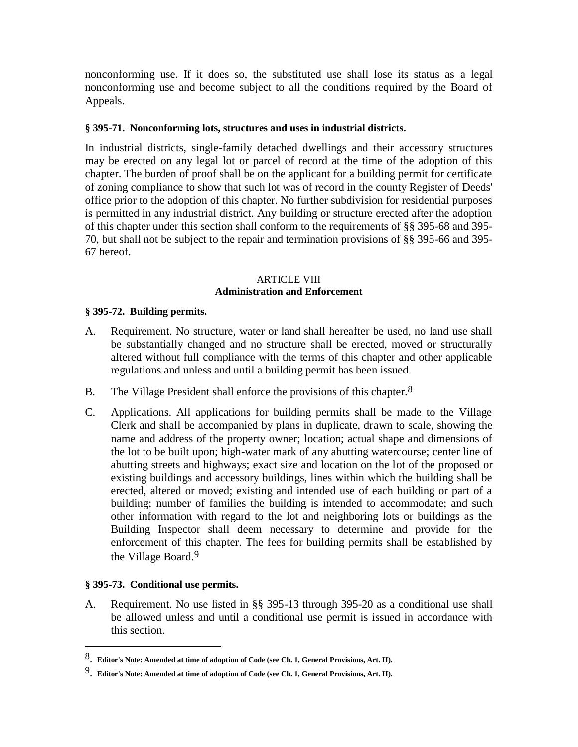nonconforming use. If it does so, the substituted use shall lose its status as a legal nonconforming use and become subject to all the conditions required by the Board of Appeals.

**§ 395-71. Nonconforming lots, structures and uses in industrial districts.**

In industrial districts, single-family detached dwellings and their accessory structures may be erected on any legal lot or parcel of record at the time of the adoption of this chapter. The burden of proof shall be on the applicant for a building permit for certificate of zoning compliance to show that such lot was of record in the county Register of Deeds' office prior to the adoption of this chapter. No further subdivision for residential purposes is permitted in any industrial district. Any building or structure erected after the adoption of this chapter under this section shall conform to the requirements of §§ 395-68 and 395-70, but shall not be subject to the repair and termination provisions of §§ 395-66 and 395-67 hereof.

## ARTICLE VIII
## Administration and Enforcement

**§ 395-72. Building permits.**

A. Requirement. No structure, water or land shall hereafter be used, no land use shall be substantially changed and no structure shall be erected, moved or structurally altered without full compliance with the terms of this chapter and other applicable regulations and unless and until a building permit has been issued.

B. The Village President shall enforce the provisions of this chapter.[8]

C. Applications. All applications for building permits shall be made to the Village Clerk and shall be accompanied by plans in duplicate, drawn to scale, showing the name and address of the property owner; location; actual shape and dimensions of the lot to be built upon; high-water mark of any abutting watercourse; center line of abutting streets and highways; exact size and location on the lot of the proposed or existing buildings and accessory buildings, lines within which the building shall be erected, altered or moved; existing and intended use of each building or part of a building; number of families the building is intended to accommodate; and such other information with regard to the lot and neighboring lots or buildings as the Building Inspector shall deem necessary to determine and provide for the enforcement of this chapter. The fees for building permits shall be established by the Village Board.[9]

**§ 395-73. Conditional use permits.**

A. Requirement. No use listed in §§ 395-13 through 395-20 as a conditional use shall be allowed unless and until a conditional use permit is issued in accordance with this section.

---

8. **Editor's Note: Amended at time of adoption of Code (see Ch. 1, General Provisions, Art. II).**

9. **Editor's Note: Amended at time of adoption of Code (see Ch. 1, General Provisions, Art. II).**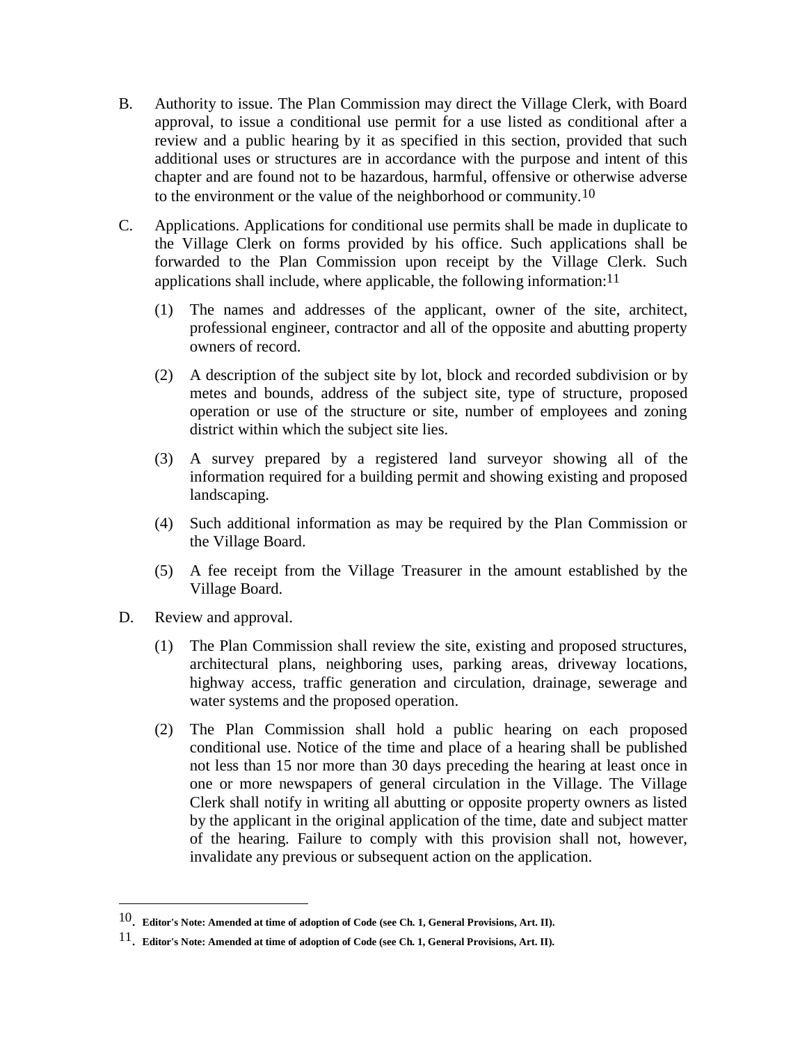B. Authority to issue. The Plan Commission may direct the Village Clerk, with Board approval, to issue a conditional use permit for a use listed as conditional after a review and a public hearing by it as specified in this section, provided that such additional uses or structures are in accordance with the purpose and intent of this chapter and are found not to be hazardous, harmful, offensive or otherwise adverse to the environment or the value of the neighborhood or community.[10]

C. Applications. Applications for conditional use permits shall be made in duplicate to the Village Clerk on forms provided by his office. Such applications shall be forwarded to the Plan Commission upon receipt by the Village Clerk. Such applications shall include, where applicable, the following information:[11]

   (1) The names and addresses of the applicant, owner of the site, architect, professional engineer, contractor and all of the opposite and abutting property owners of record.

   (2) A description of the subject site by lot, block and recorded subdivision or by metes and bounds, address of the subject site, type of structure, proposed operation or use of the structure or site, number of employees and zoning district within which the subject site lies.

   (3) A survey prepared by a registered land surveyor showing all of the information required for a building permit and showing existing and proposed landscaping.

   (4) Such additional information as may be required by the Plan Commission or the Village Board.

   (5) A fee receipt from the Village Treasurer in the amount established by the Village Board.

D. Review and approval.

   (1) The Plan Commission shall review the site, existing and proposed structures, architectural plans, neighboring uses, parking areas, driveway locations, highway access, traffic generation and circulation, drainage, sewerage and water systems and the proposed operation.

   (2) The Plan Commission shall hold a public hearing on each proposed conditional use. Notice of the time and place of a hearing shall be published not less than 15 nor more than 30 days preceding the hearing at least once in one or more newspapers of general circulation in the Village. The Village Clerk shall notify in writing all abutting or opposite property owners as listed by the applicant in the original application of the time, date and subject matter of the hearing. Failure to comply with this provision shall not, however, invalidate any previous or subsequent action on the application.

---

[10]. **Editor's Note: Amended at time of adoption of Code (see Ch. 1, General Provisions, Art. II).**

[11]. **Editor's Note: Amended at time of adoption of Code (see Ch. 1, General Provisions, Art. II).**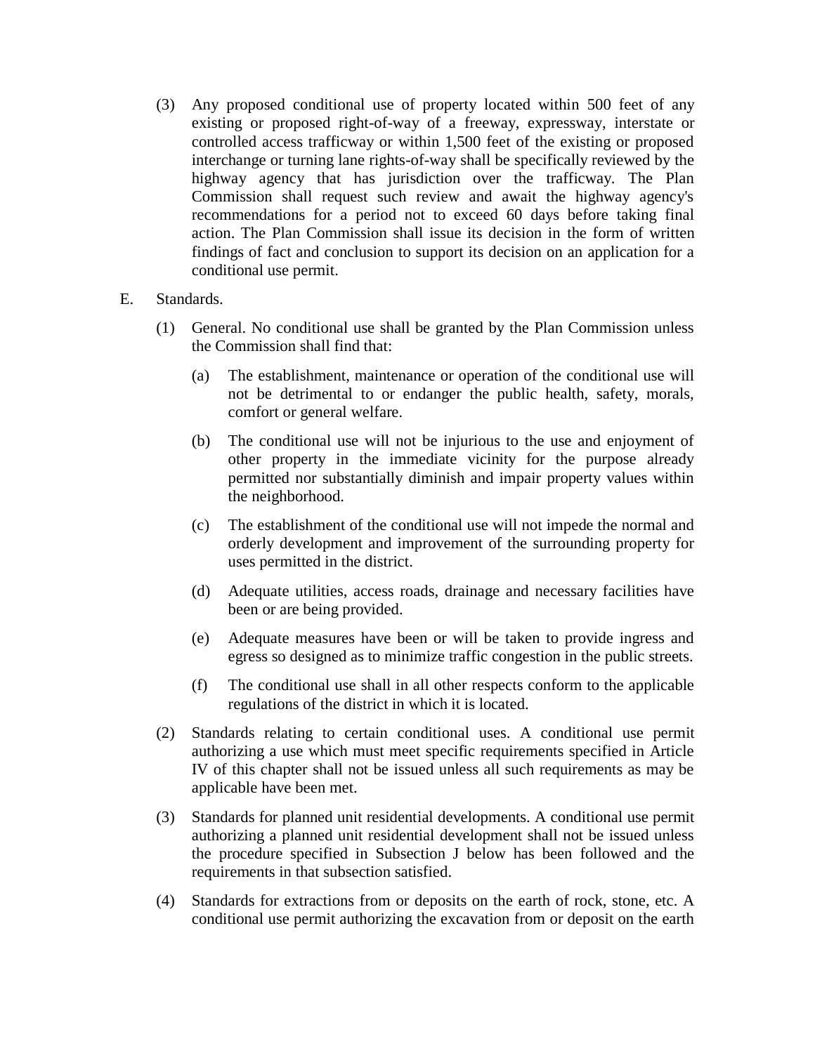(3) Any proposed conditional use of property located within 500 feet of any existing or proposed right-of-way of a freeway, expressway, interstate or controlled access trafficway or within 1,500 feet of the existing or proposed interchange or turning lane rights-of-way shall be specifically reviewed by the highway agency that has jurisdiction over the trafficway. The Plan Commission shall request such review and await the highway agency's recommendations for a period not to exceed 60 days before taking final action. The Plan Commission shall issue its decision in the form of written findings of fact and conclusion to support its decision on an application for a conditional use permit.

E. Standards.

(1) General. No conditional use shall be granted by the Plan Commission unless the Commission shall find that:

(a) The establishment, maintenance or operation of the conditional use will not be detrimental to or endanger the public health, safety, morals, comfort or general welfare.

(b) The conditional use will not be injurious to the use and enjoyment of other property in the immediate vicinity for the purpose already permitted nor substantially diminish and impair property values within the neighborhood.

(c) The establishment of the conditional use will not impede the normal and orderly development and improvement of the surrounding property for uses permitted in the district.

(d) Adequate utilities, access roads, drainage and necessary facilities have been or are being provided.

(e) Adequate measures have been or will be taken to provide ingress and egress so designed as to minimize traffic congestion in the public streets.

(f) The conditional use shall in all other respects conform to the applicable regulations of the district in which it is located.

(2) Standards relating to certain conditional uses. A conditional use permit authorizing a use which must meet specific requirements specified in Article IV of this chapter shall not be issued unless all such requirements as may be applicable have been met.

(3) Standards for planned unit residential developments. A conditional use permit authorizing a planned unit residential development shall not be issued unless the procedure specified in Subsection J below has been followed and the requirements in that subsection satisfied.

(4) Standards for extractions from or deposits on the earth of rock, stone, etc. A conditional use permit authorizing the excavation from or deposit on the earth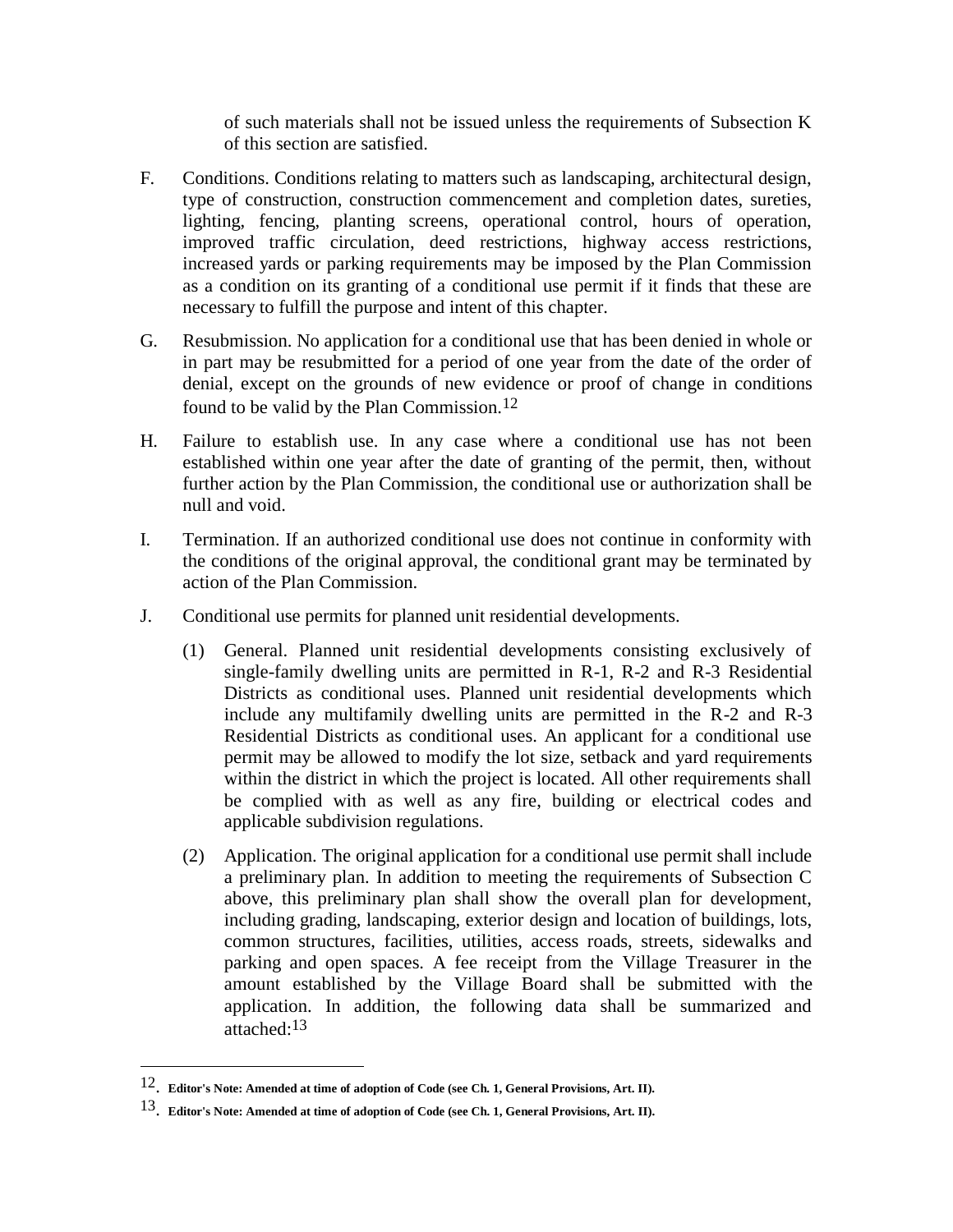of such materials shall not be issued unless the requirements of Subsection K of this section are satisfied.

F. Conditions. Conditions relating to matters such as landscaping, architectural design, type of construction, construction commencement and completion dates, sureties, lighting, fencing, planting screens, operational control, hours of operation, improved traffic circulation, deed restrictions, highway access restrictions, increased yards or parking requirements may be imposed by the Plan Commission as a condition on its granting of a conditional use permit if it finds that these are necessary to fulfill the purpose and intent of this chapter.

G. Resubmission. No application for a conditional use that has been denied in whole or in part may be resubmitted for a period of one year from the date of the order of denial, except on the grounds of new evidence or proof of change in conditions found to be valid by the Plan Commission.[12]

H. Failure to establish use. In any case where a conditional use has not been established within one year after the date of granting of the permit, then, without further action by the Plan Commission, the conditional use or authorization shall be null and void.

I. Termination. If an authorized conditional use does not continue in conformity with the conditions of the original approval, the conditional grant may be terminated by action of the Plan Commission.

J. Conditional use permits for planned unit residential developments.

   (1) General. Planned unit residential developments consisting exclusively of single-family dwelling units are permitted in R-1, R-2 and R-3 Residential Districts as conditional uses. Planned unit residential developments which include any multifamily dwelling units are permitted in the R-2 and R-3 Residential Districts as conditional uses. An applicant for a conditional use permit may be allowed to modify the lot size, setback and yard requirements within the district in which the project is located. All other requirements shall be complied with as well as any fire, building or electrical codes and applicable subdivision regulations.

   (2) Application. The original application for a conditional use permit shall include a preliminary plan. In addition to meeting the requirements of Subsection C above, this preliminary plan shall show the overall plan for development, including grading, landscaping, exterior design and location of buildings, lots, common structures, facilities, utilities, access roads, streets, sidewalks and parking and open spaces. A fee receipt from the Village Treasurer in the amount established by the Village Board shall be submitted with the application. In addition, the following data shall be summarized and attached:[13]

---

[12]. **Editor's Note: Amended at time of adoption of Code (see Ch. 1, General Provisions, Art. II).**

[13]. **Editor's Note: Amended at time of adoption of Code (see Ch. 1, General Provisions, Art. II).**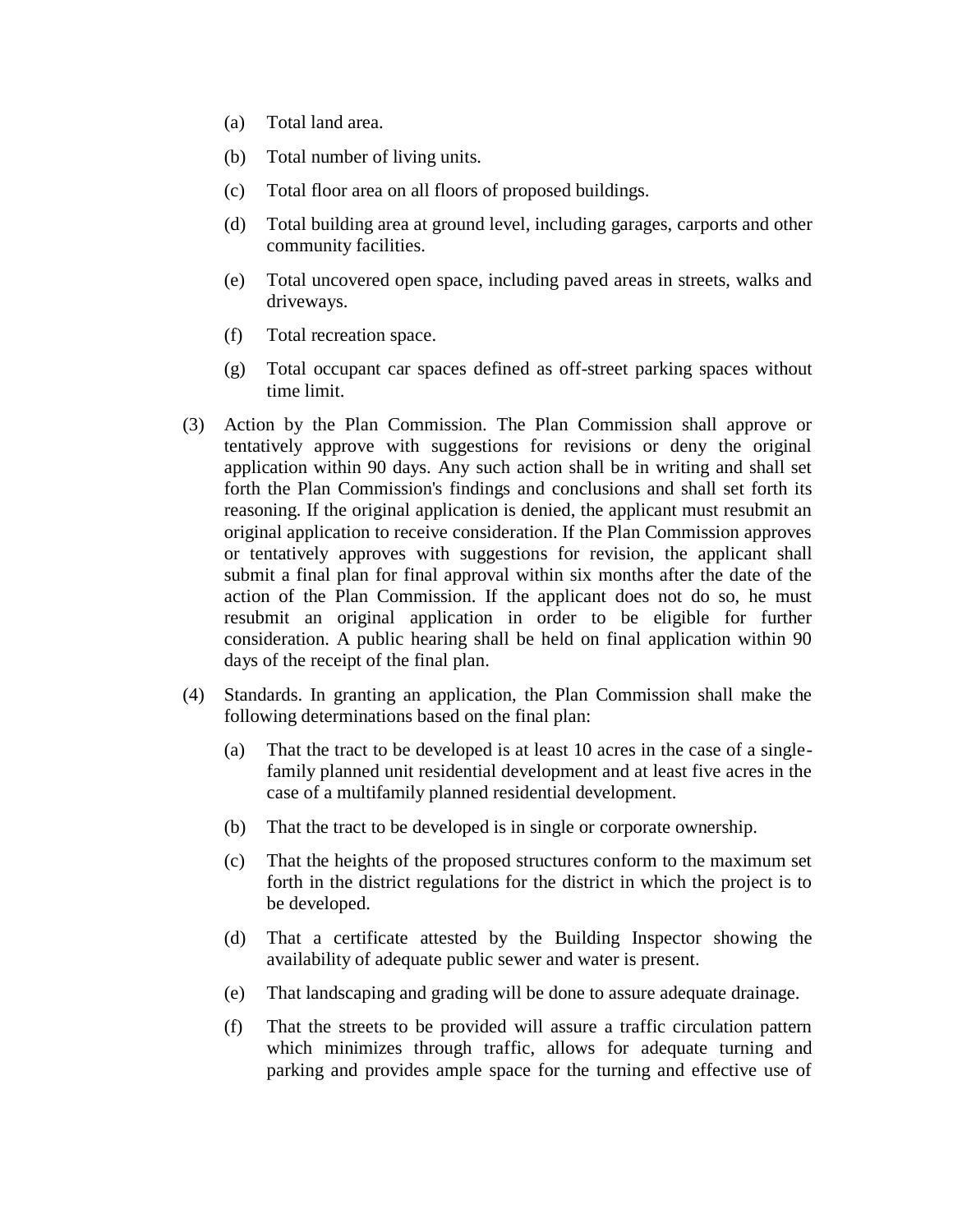(a) Total land area.

(b) Total number of living units.

(c) Total floor area on all floors of proposed buildings.

(d) Total building area at ground level, including garages, carports and other community facilities.

(e) Total uncovered open space, including paved areas in streets, walks and driveways.

(f) Total recreation space.

(g) Total occupant car spaces defined as off-street parking spaces without time limit.

(3) Action by the Plan Commission. The Plan Commission shall approve or tentatively approve with suggestions for revisions or deny the original application within 90 days. Any such action shall be in writing and shall set forth the Plan Commission's findings and conclusions and shall set forth its reasoning. If the original application is denied, the applicant must resubmit an original application to receive consideration. If the Plan Commission approves or tentatively approves with suggestions for revision, the applicant shall submit a final plan for final approval within six months after the date of the action of the Plan Commission. If the applicant does not do so, he must resubmit an original application in order to be eligible for further consideration. A public hearing shall be held on final application within 90 days of the receipt of the final plan.

(4) Standards. In granting an application, the Plan Commission shall make the following determinations based on the final plan:

(a) That the tract to be developed is at least 10 acres in the case of a single-family planned unit residential development and at least five acres in the case of a multifamily planned residential development.

(b) That the tract to be developed is in single or corporate ownership.

(c) That the heights of the proposed structures conform to the maximum set forth in the district regulations for the district in which the project is to be developed.

(d) That a certificate attested by the Building Inspector showing the availability of adequate public sewer and water is present.

(e) That landscaping and grading will be done to assure adequate drainage.

(f) That the streets to be provided will assure a traffic circulation pattern which minimizes through traffic, allows for adequate turning and parking and provides ample space for the turning and effective use of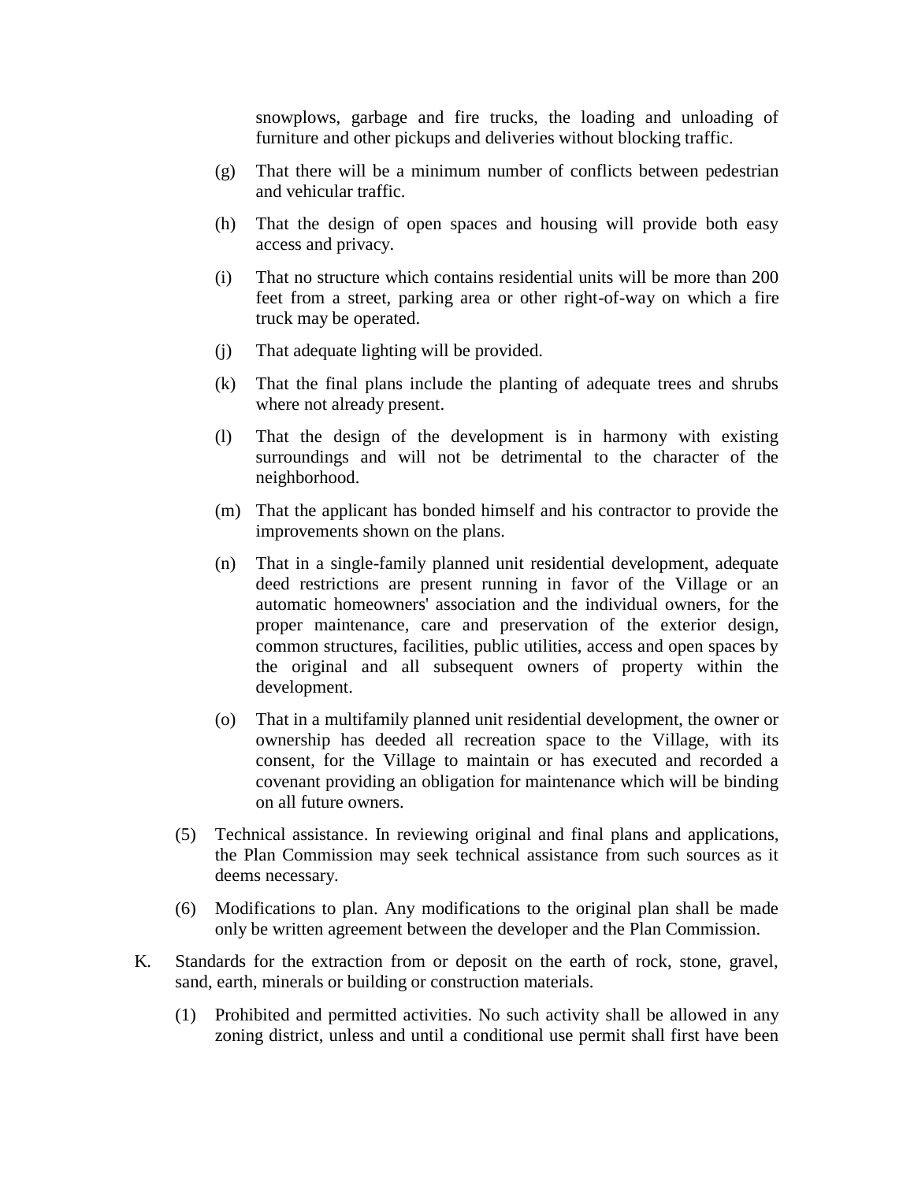snowplows, garbage and fire trucks, the loading and unloading of furniture and other pickups and deliveries without blocking traffic.

(g) That there will be a minimum number of conflicts between pedestrian and vehicular traffic.

(h) That the design of open spaces and housing will provide both easy access and privacy.

(i) That no structure which contains residential units will be more than 200 feet from a street, parking area or other right-of-way on which a fire truck may be operated.

(j) That adequate lighting will be provided.

(k) That the final plans include the planting of adequate trees and shrubs where not already present.

(l) That the design of the development is in harmony with existing surroundings and will not be detrimental to the character of the neighborhood.

(m) That the applicant has bonded himself and his contractor to provide the improvements shown on the plans.

(n) That in a single-family planned unit residential development, adequate deed restrictions are present running in favor of the Village or an automatic homeowners' association and the individual owners, for the proper maintenance, care and preservation of the exterior design, common structures, facilities, public utilities, access and open spaces by the original and all subsequent owners of property within the development.

(o) That in a multifamily planned unit residential development, the owner or ownership has deeded all recreation space to the Village, with its consent, for the Village to maintain or has executed and recorded a covenant providing an obligation for maintenance which will be binding on all future owners.

(5) Technical assistance. In reviewing original and final plans and applications, the Plan Commission may seek technical assistance from such sources as it deems necessary.

(6) Modifications to plan. Any modifications to the original plan shall be made only be written agreement between the developer and the Plan Commission.

K. Standards for the extraction from or deposit on the earth of rock, stone, gravel, sand, earth, minerals or building or construction materials.

(1) Prohibited and permitted activities. No such activity shall be allowed in any zoning district, unless and until a conditional use permit shall first have been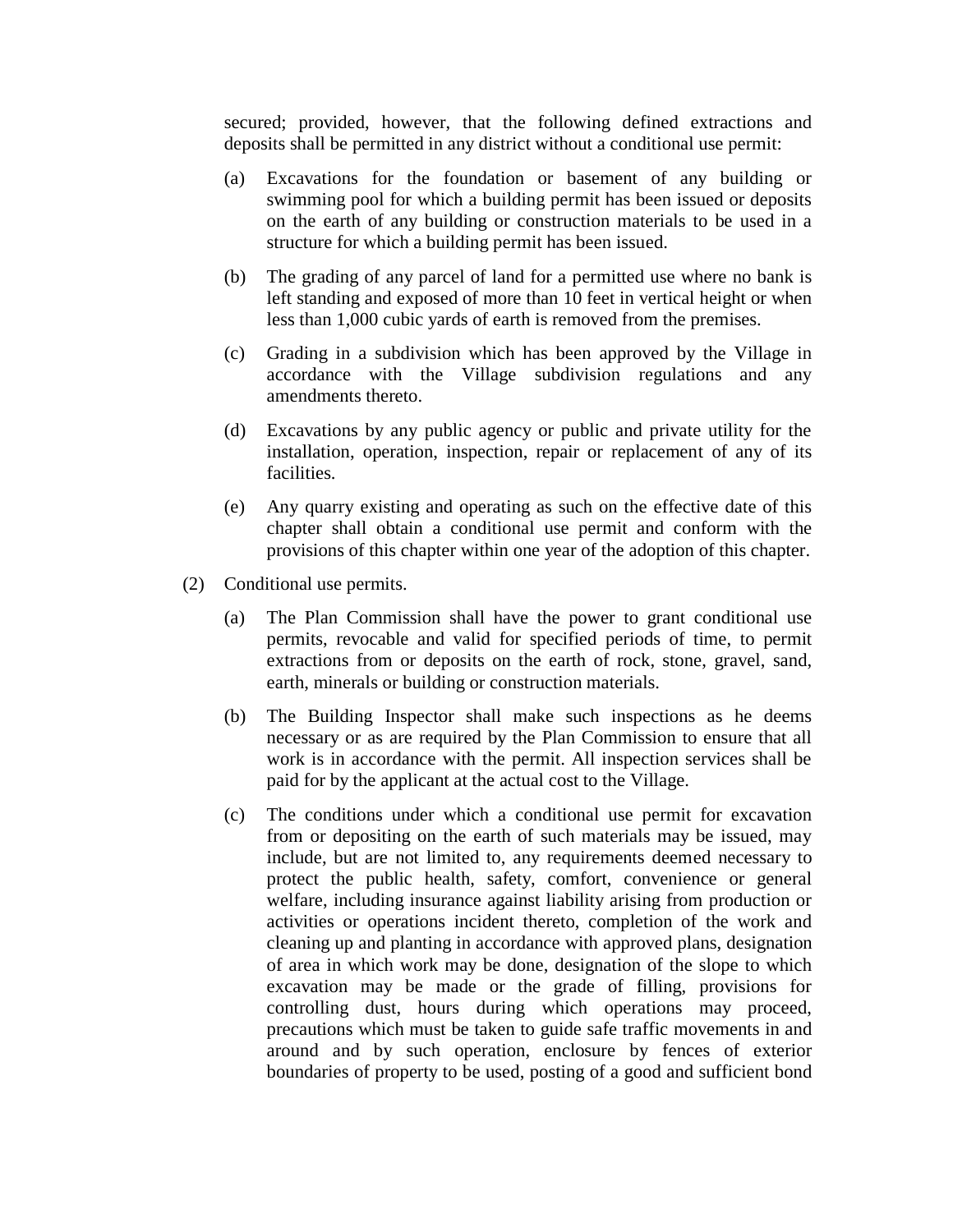secured; provided, however, that the following defined extractions and deposits shall be permitted in any district without a conditional use permit:

(a) Excavations for the foundation or basement of any building or swimming pool for which a building permit has been issued or deposits on the earth of any building or construction materials to be used in a structure for which a building permit has been issued.

(b) The grading of any parcel of land for a permitted use where no bank is left standing and exposed of more than 10 feet in vertical height or when less than 1,000 cubic yards of earth is removed from the premises.

(c) Grading in a subdivision which has been approved by the Village in accordance with the Village subdivision regulations and any amendments thereto.

(d) Excavations by any public agency or public and private utility for the installation, operation, inspection, repair or replacement of any of its facilities.

(e) Any quarry existing and operating as such on the effective date of this chapter shall obtain a conditional use permit and conform with the provisions of this chapter within one year of the adoption of this chapter.

(2) Conditional use permits.

(a) The Plan Commission shall have the power to grant conditional use permits, revocable and valid for specified periods of time, to permit extractions from or deposits on the earth of rock, stone, gravel, sand, earth, minerals or building or construction materials.

(b) The Building Inspector shall make such inspections as he deems necessary or as are required by the Plan Commission to ensure that all work is in accordance with the permit. All inspection services shall be paid for by the applicant at the actual cost to the Village.

(c) The conditions under which a conditional use permit for excavation from or depositing on the earth of such materials may be issued, may include, but are not limited to, any requirements deemed necessary to protect the public health, safety, comfort, convenience or general welfare, including insurance against liability arising from production or activities or operations incident thereto, completion of the work and cleaning up and planting in accordance with approved plans, designation of area in which work may be done, designation of the slope to which excavation may be made or the grade of filling, provisions for controlling dust, hours during which operations may proceed, precautions which must be taken to guide safe traffic movements in and around and by such operation, enclosure by fences of exterior boundaries of property to be used, posting of a good and sufficient bond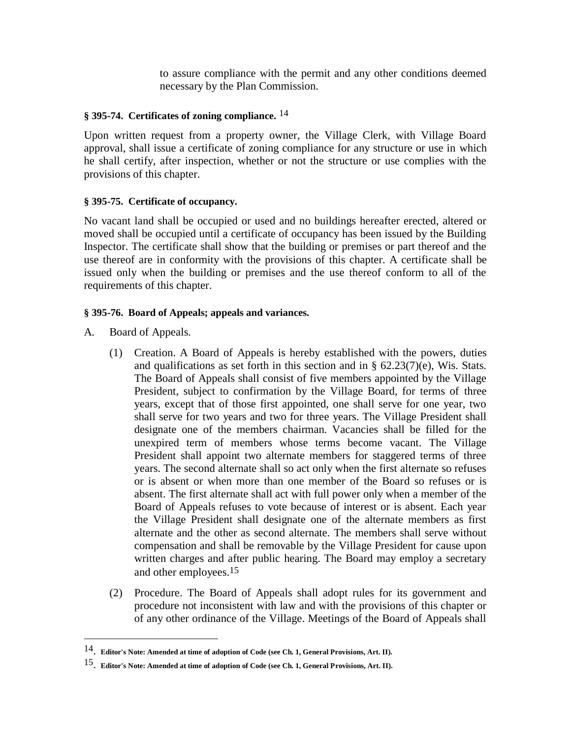to assure compliance with the permit and any other conditions deemed necessary by the Plan Commission.

#### § 395-74. Certificates of zoning compliance. [14]

Upon written request from a property owner, the Village Clerk, with Village Board approval, shall issue a certificate of zoning compliance for any structure or use in which he shall certify, after inspection, whether or not the structure or use complies with the provisions of this chapter.

#### § 395-75. Certificate of occupancy.

No vacant land shall be occupied or used and no buildings hereafter erected, altered or moved shall be occupied until a certificate of occupancy has been issued by the Building Inspector. The certificate shall show that the building or premises or part thereof and the use thereof are in conformity with the provisions of this chapter. A certificate shall be issued only when the building or premises and the use thereof conform to all of the requirements of this chapter.

#### § 395-76. Board of Appeals; appeals and variances.

A. Board of Appeals.

(1) Creation. A Board of Appeals is hereby established with the powers, duties and qualifications as set forth in this section and in § 62.23(7)(e), Wis. Stats. The Board of Appeals shall consist of five members appointed by the Village President, subject to confirmation by the Village Board, for terms of three years, except that of those first appointed, one shall serve for one year, two shall serve for two years and two for three years. The Village President shall designate one of the members chairman. Vacancies shall be filled for the unexpired term of members whose terms become vacant. The Village President shall appoint two alternate members for staggered terms of three years. The second alternate shall so act only when the first alternate so refuses or is absent or when more than one member of the Board so refuses or is absent. The first alternate shall act with full power only when a member of the Board of Appeals refuses to vote because of interest or is absent. Each year the Village President shall designate one of the alternate members as first alternate and the other as second alternate. The members shall serve without compensation and shall be removable by the Village President for cause upon written charges and after public hearing. The Board may employ a secretary and other employees.[15]

(2) Procedure. The Board of Appeals shall adopt rules for its government and procedure not inconsistent with law and with the provisions of this chapter or of any other ordinance of the Village. Meetings of the Board of Appeals shall

---

[14]. **Editor's Note: Amended at time of adoption of Code (see Ch. 1, General Provisions, Art. II).**

[15]. **Editor's Note: Amended at time of adoption of Code (see Ch. 1, General Provisions, Art. II).**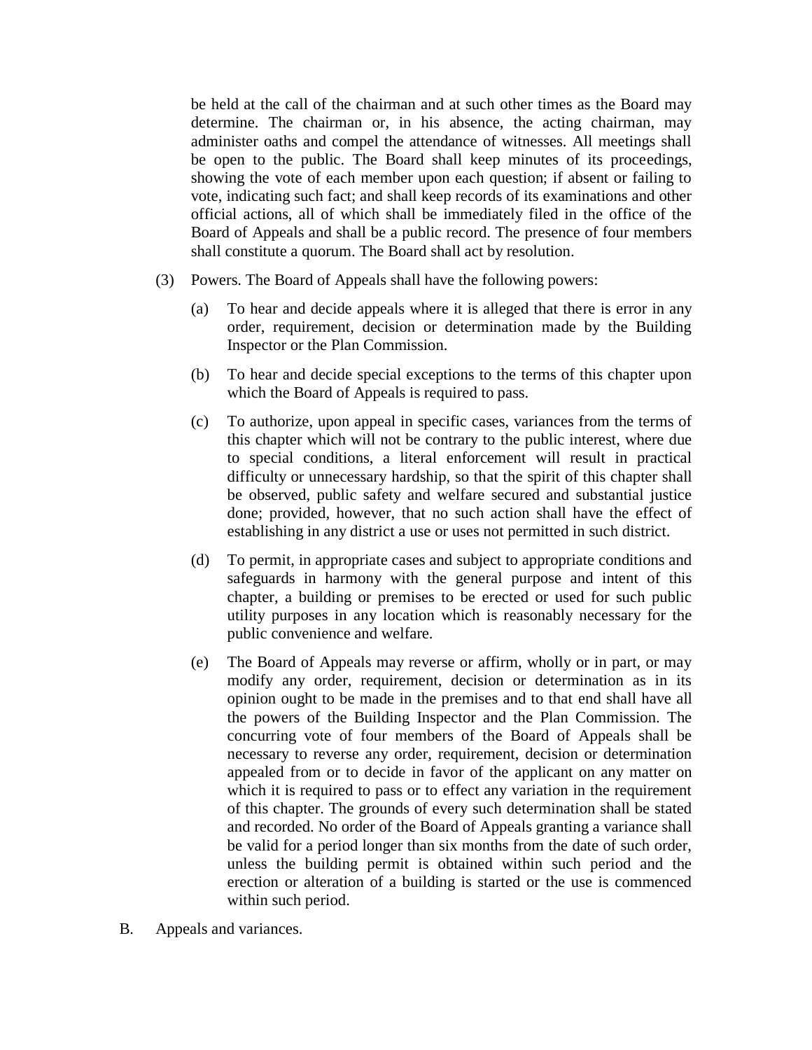be held at the call of the chairman and at such other times as the Board may determine. The chairman or, in his absence, the acting chairman, may administer oaths and compel the attendance of witnesses. All meetings shall be open to the public. The Board shall keep minutes of its proceedings, showing the vote of each member upon each question; if absent or failing to vote, indicating such fact; and shall keep records of its examinations and other official actions, all of which shall be immediately filed in the office of the Board of Appeals and shall be a public record. The presence of four members shall constitute a quorum. The Board shall act by resolution.

(3) Powers. The Board of Appeals shall have the following powers:

(a) To hear and decide appeals where it is alleged that there is error in any order, requirement, decision or determination made by the Building Inspector or the Plan Commission.

(b) To hear and decide special exceptions to the terms of this chapter upon which the Board of Appeals is required to pass.

(c) To authorize, upon appeal in specific cases, variances from the terms of this chapter which will not be contrary to the public interest, where due to special conditions, a literal enforcement will result in practical difficulty or unnecessary hardship, so that the spirit of this chapter shall be observed, public safety and welfare secured and substantial justice done; provided, however, that no such action shall have the effect of establishing in any district a use or uses not permitted in such district.

(d) To permit, in appropriate cases and subject to appropriate conditions and safeguards in harmony with the general purpose and intent of this chapter, a building or premises to be erected or used for such public utility purposes in any location which is reasonably necessary for the public convenience and welfare.

(e) The Board of Appeals may reverse or affirm, wholly or in part, or may modify any order, requirement, decision or determination as in its opinion ought to be made in the premises and to that end shall have all the powers of the Building Inspector and the Plan Commission. The concurring vote of four members of the Board of Appeals shall be necessary to reverse any order, requirement, decision or determination appealed from or to decide in favor of the applicant on any matter on which it is required to pass or to effect any variation in the requirement of this chapter. The grounds of every such determination shall be stated and recorded. No order of the Board of Appeals granting a variance shall be valid for a period longer than six months from the date of such order, unless the building permit is obtained within such period and the erection or alteration of a building is started or the use is commenced within such period.

B. Appeals and variances.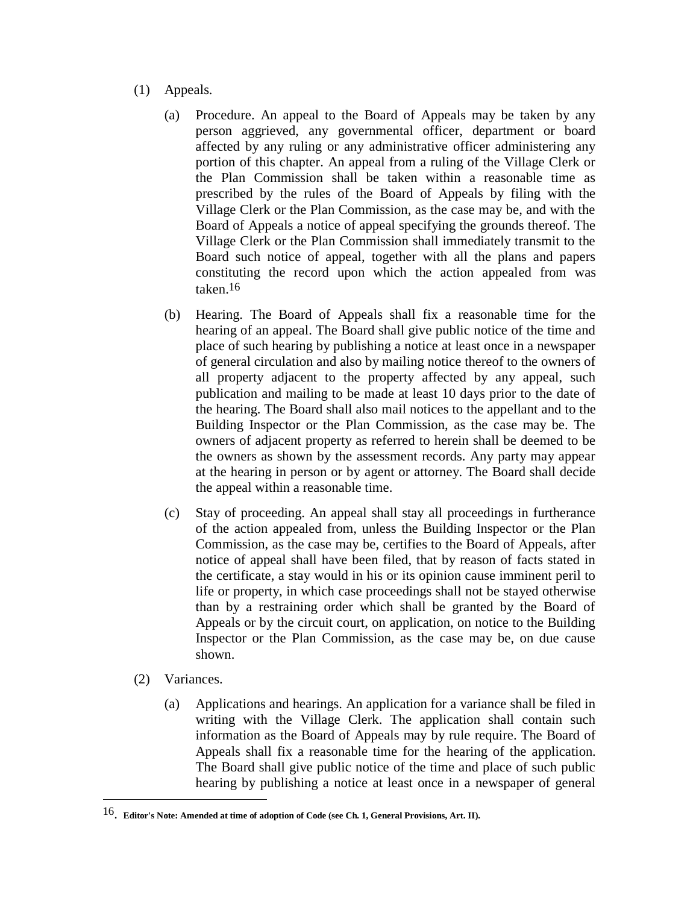(1) Appeals.

(a) Procedure. An appeal to the Board of Appeals may be taken by any person aggrieved, any governmental officer, department or board affected by any ruling or any administrative officer administering any portion of this chapter. An appeal from a ruling of the Village Clerk or the Plan Commission shall be taken within a reasonable time as prescribed by the rules of the Board of Appeals by filing with the Village Clerk or the Plan Commission, as the case may be, and with the Board of Appeals a notice of appeal specifying the grounds thereof. The Village Clerk or the Plan Commission shall immediately transmit to the Board such notice of appeal, together with all the plans and papers constituting the record upon which the action appealed from was taken.[16]

(b) Hearing. The Board of Appeals shall fix a reasonable time for the hearing of an appeal. The Board shall give public notice of the time and place of such hearing by publishing a notice at least once in a newspaper of general circulation and also by mailing notice thereof to the owners of all property adjacent to the property affected by any appeal, such publication and mailing to be made at least 10 days prior to the date of the hearing. The Board shall also mail notices to the appellant and to the Building Inspector or the Plan Commission, as the case may be. The owners of adjacent property as referred to herein shall be deemed to be the owners as shown by the assessment records. Any party may appear at the hearing in person or by agent or attorney. The Board shall decide the appeal within a reasonable time.

(c) Stay of proceeding. An appeal shall stay all proceedings in furtherance of the action appealed from, unless the Building Inspector or the Plan Commission, as the case may be, certifies to the Board of Appeals, after notice of appeal shall have been filed, that by reason of facts stated in the certificate, a stay would in his or its opinion cause imminent peril to life or property, in which case proceedings shall not be stayed otherwise than by a restraining order which shall be granted by the Board of Appeals or by the circuit court, on application, on notice to the Building Inspector or the Plan Commission, as the case may be, on due cause shown.

(2) Variances.

(a) Applications and hearings. An application for a variance shall be filed in writing with the Village Clerk. The application shall contain such information as the Board of Appeals may by rule require. The Board of Appeals shall fix a reasonable time for the hearing of the application. The Board shall give public notice of the time and place of such public hearing by publishing a notice at least once in a newspaper of general

---

16. **Editor's Note: Amended at time of adoption of Code (see Ch. 1, General Provisions, Art. II).**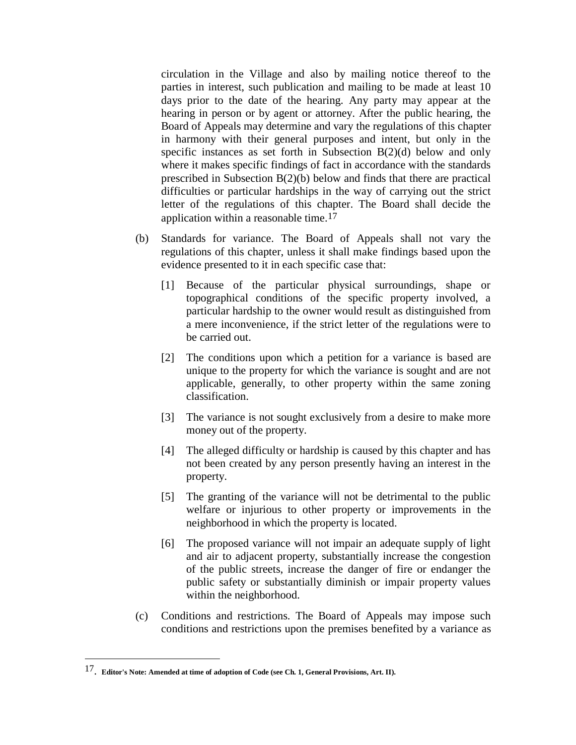circulation in the Village and also by mailing notice thereof to the parties in interest, such publication and mailing to be made at least 10 days prior to the date of the hearing. Any party may appear at the hearing in person or by agent or attorney. After the public hearing, the Board of Appeals may determine and vary the regulations of this chapter in harmony with their general purposes and intent, but only in the specific instances as set forth in Subsection B(2)(d) below and only where it makes specific findings of fact in accordance with the standards prescribed in Subsection B(2)(b) below and finds that there are practical difficulties or particular hardships in the way of carrying out the strict letter of the regulations of this chapter. The Board shall decide the application within a reasonable time.[17]

(b) Standards for variance. The Board of Appeals shall not vary the regulations of this chapter, unless it shall make findings based upon the evidence presented to it in each specific case that:

[1] Because of the particular physical surroundings, shape or topographical conditions of the specific property involved, a particular hardship to the owner would result as distinguished from a mere inconvenience, if the strict letter of the regulations were to be carried out.

[2] The conditions upon which a petition for a variance is based are unique to the property for which the variance is sought and are not applicable, generally, to other property within the same zoning classification.

[3] The variance is not sought exclusively from a desire to make more money out of the property.

[4] The alleged difficulty or hardship is caused by this chapter and has not been created by any person presently having an interest in the property.

[5] The granting of the variance will not be detrimental to the public welfare or injurious to other property or improvements in the neighborhood in which the property is located.

[6] The proposed variance will not impair an adequate supply of light and air to adjacent property, substantially increase the congestion of the public streets, increase the danger of fire or endanger the public safety or substantially diminish or impair property values within the neighborhood.

(c) Conditions and restrictions. The Board of Appeals may impose such conditions and restrictions upon the premises benefited by a variance as

---

17. **Editor's Note: Amended at time of adoption of Code (see Ch. 1, General Provisions, Art. II).**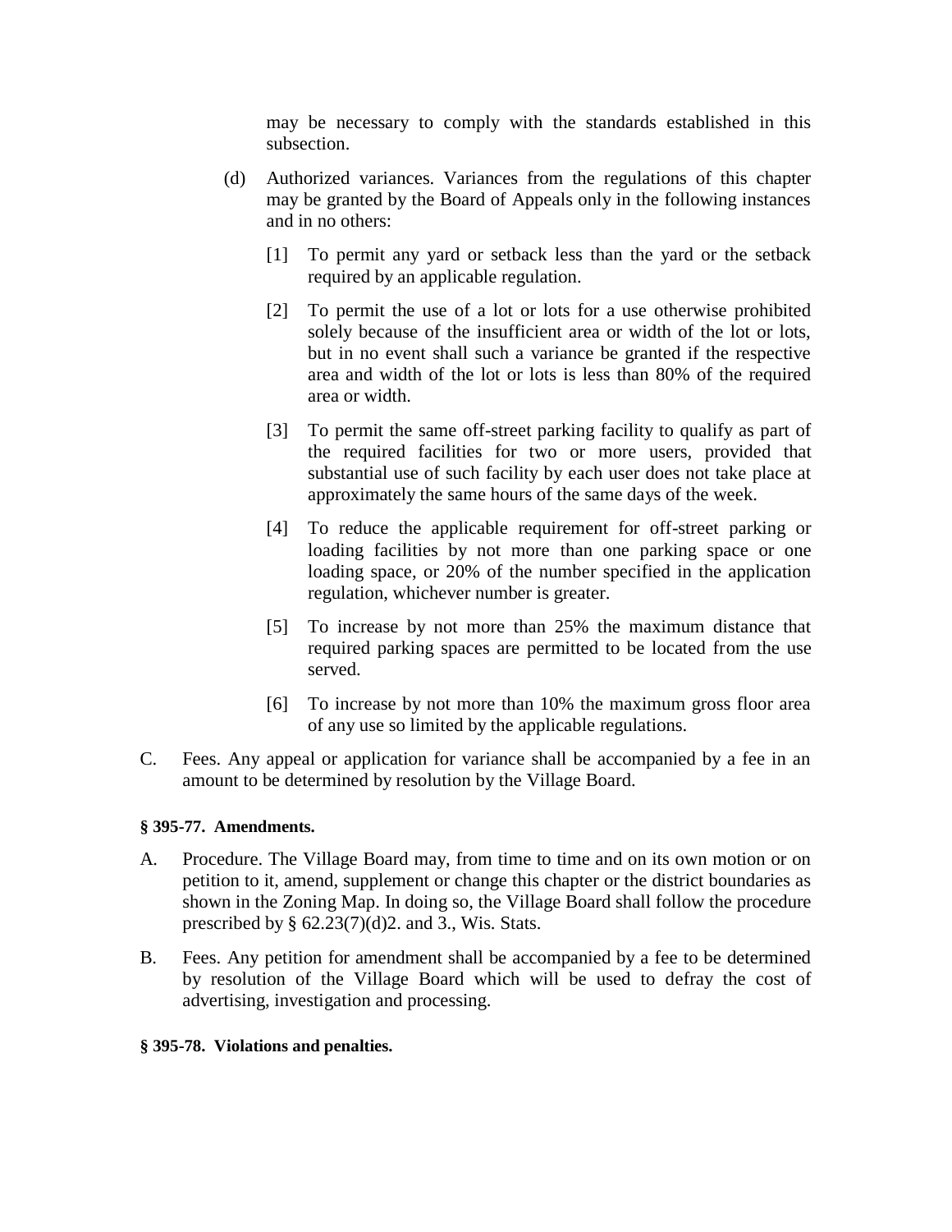may be necessary to comply with the standards established in this subsection.

(d) Authorized variances. Variances from the regulations of this chapter may be granted by the Board of Appeals only in the following instances and in no others:

[1] To permit any yard or setback less than the yard or the setback required by an applicable regulation.

[2] To permit the use of a lot or lots for a use otherwise prohibited solely because of the insufficient area or width of the lot or lots, but in no event shall such a variance be granted if the respective area and width of the lot or lots is less than 80% of the required area or width.

[3] To permit the same off-street parking facility to qualify as part of the required facilities for two or more users, provided that substantial use of such facility by each user does not take place at approximately the same hours of the same days of the week.

[4] To reduce the applicable requirement for off-street parking or loading facilities by not more than one parking space or one loading space, or 20% of the number specified in the application regulation, whichever number is greater.

[5] To increase by not more than 25% the maximum distance that required parking spaces are permitted to be located from the use served.

[6] To increase by not more than 10% the maximum gross floor area of any use so limited by the applicable regulations.

C. Fees. Any appeal or application for variance shall be accompanied by a fee in an amount to be determined by resolution by the Village Board.

**§ 395-77. Amendments.**

A. Procedure. The Village Board may, from time to time and on its own motion or on petition to it, amend, supplement or change this chapter or the district boundaries as shown in the Zoning Map. In doing so, the Village Board shall follow the procedure prescribed by § 62.23(7)(d)2. and 3., Wis. Stats.

B. Fees. Any petition for amendment shall be accompanied by a fee to be determined by resolution of the Village Board which will be used to defray the cost of advertising, investigation and processing.

**§ 395-78. Violations and penalties.**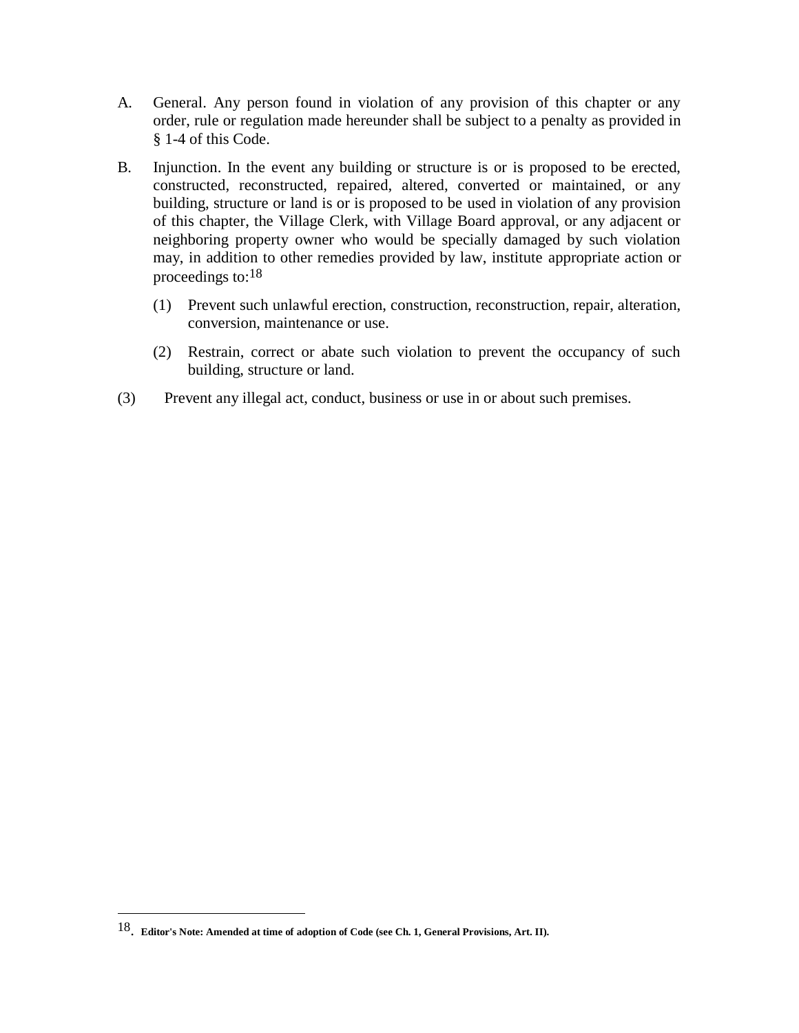A. General. Any person found in violation of any provision of this chapter or any order, rule or regulation made hereunder shall be subject to a penalty as provided in § 1-4 of this Code.

B. Injunction. In the event any building or structure is or is proposed to be erected, constructed, reconstructed, repaired, altered, converted or maintained, or any building, structure or land is or is proposed to be used in violation of any provision of this chapter, the Village Clerk, with Village Board approval, or any adjacent or neighboring property owner who would be specially damaged by such violation may, in addition to other remedies provided by law, institute appropriate action or proceedings to:[18]

   (1) Prevent such unlawful erection, construction, reconstruction, repair, alteration, conversion, maintenance or use.

   (2) Restrain, correct or abate such violation to prevent the occupancy of such building, structure or land.

(3) Prevent any illegal act, conduct, business or use in or about such premises.

---

18. **Editor's Note: Amended at time of adoption of Code (see Ch. 1, General Provisions, Art. II).**